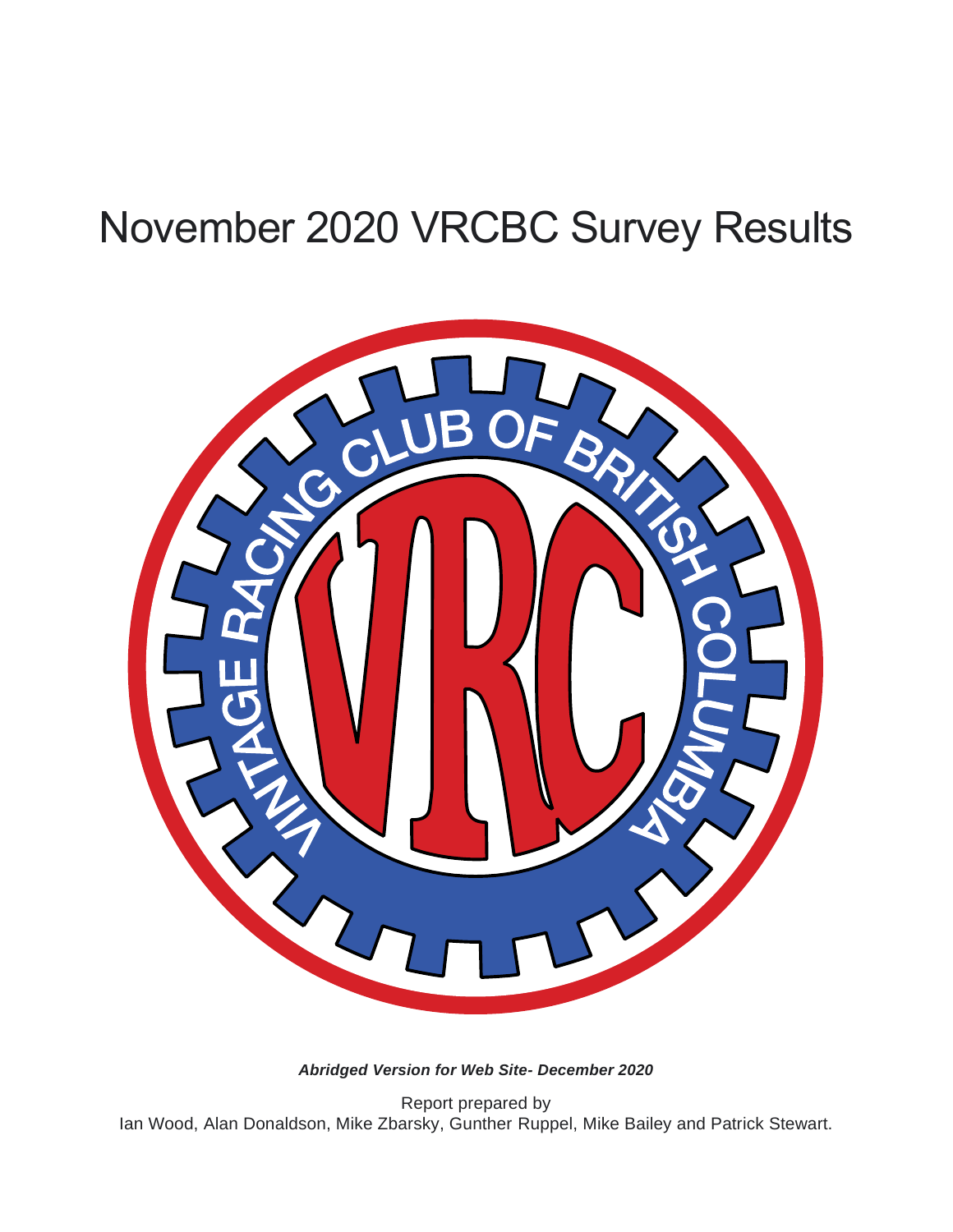# November 2020 VRCBC Survey Results

***Abridged Version for Web Site- December 2020***

Report prepared by
Ian Wood, Alan Donaldson, Mike Zbarsky, Gunther Ruppel, Mike Bailey and Patrick Stewart.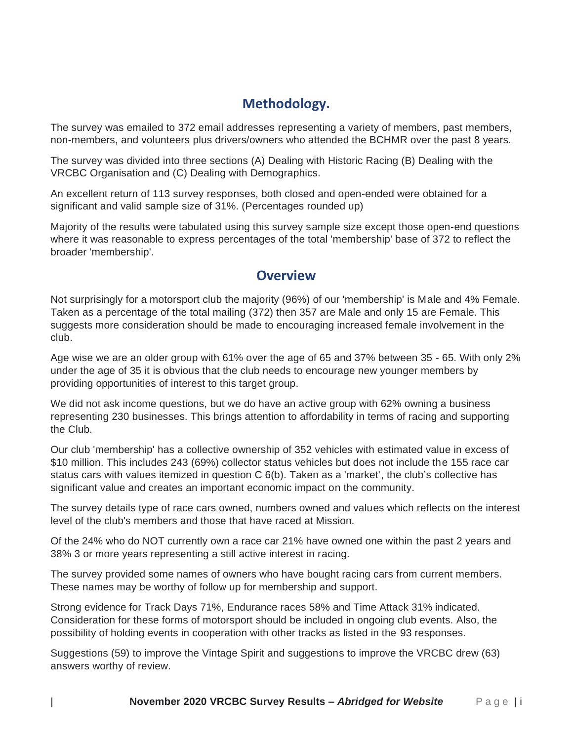## Methodology.

The survey was emailed to 372 email addresses representing a variety of members, past members, non-members, and volunteers plus drivers/owners who attended the BCHMR over the past 8 years.

The survey was divided into three sections (A) Dealing with Historic Racing (B) Dealing with the VRCBC Organisation and (C) Dealing with Demographics.

An excellent return of 113 survey responses, both closed and open-ended were obtained for a significant and valid sample size of 31%. (Percentages rounded up)

Majority of the results were tabulated using this survey sample size except those open-end questions where it was reasonable to express percentages of the total 'membership' base of 372 to reflect the broader 'membership'.

## Overview

Not surprisingly for a motorsport club the majority (96%) of our 'membership' is Male and 4% Female. Taken as a percentage of the total mailing (372) then 357 are Male and only 15 are Female. This suggests more consideration should be made to encouraging increased female involvement in the club.

Age wise we are an older group with 61% over the age of 65 and 37% between 35 - 65. With only 2% under the age of 35 it is obvious that the club needs to encourage new younger members by providing opportunities of interest to this target group.

We did not ask income questions, but we do have an active group with 62% owning a business representing 230 businesses. This brings attention to affordability in terms of racing and supporting the Club.

Our club 'membership' has a collective ownership of 352 vehicles with estimated value in excess of $10 million. This includes 243 (69%) collector status vehicles but does not include the 155 race car status cars with values itemized in question C 6(b). Taken as a 'market', the club's collective has significant value and creates an important economic impact on the community.

The survey details type of race cars owned, numbers owned and values which reflects on the interest level of the club's members and those that have raced at Mission.

Of the 24% who do NOT currently own a race car 21% have owned one within the past 2 years and 38% 3 or more years representing a still active interest in racing.

The survey provided some names of owners who have bought racing cars from current members. These names may be worthy of follow up for membership and support.

Strong evidence for Track Days 71%, Endurance races 58% and Time Attack 31% indicated. Consideration for these forms of motorsport should be included in ongoing club events. Also, the possibility of holding events in cooperation with other tracks as listed in the 93 responses.

Suggestions (59) to improve the Vintage Spirit and suggestions to improve the VRCBC drew (63) answers worthy of review.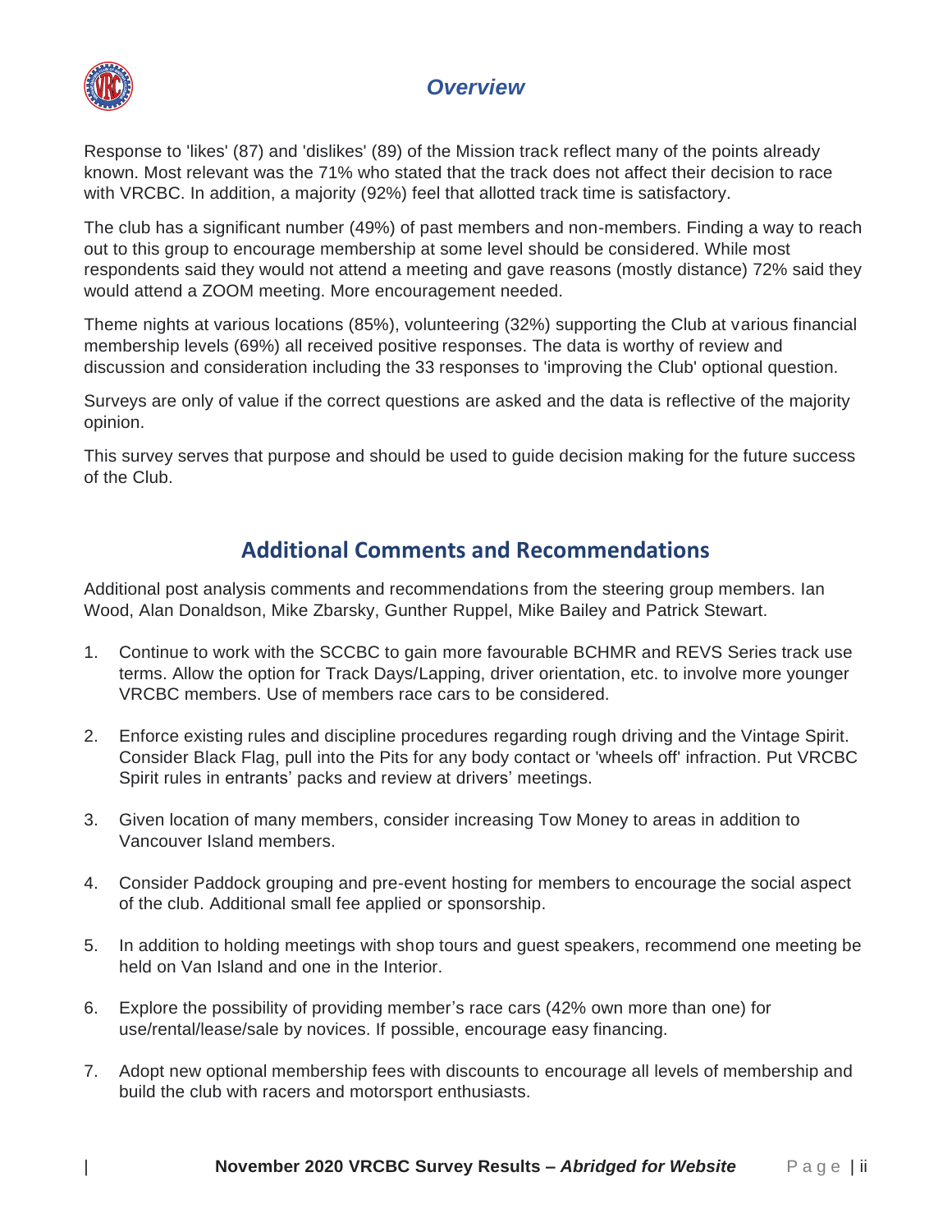## *Overview*

Response to 'likes' (87) and 'dislikes' (89) of the Mission track reflect many of the points already known. Most relevant was the 71% who stated that the track does not affect their decision to race with VRCBC. In addition, a majority (92%) feel that allotted track time is satisfactory.

The club has a significant number (49%) of past members and non-members. Finding a way to reach out to this group to encourage membership at some level should be considered. While most respondents said they would not attend a meeting and gave reasons (mostly distance) 72% said they would attend a ZOOM meeting. More encouragement needed.

Theme nights at various locations (85%), volunteering (32%) supporting the Club at various financial membership levels (69%) all received positive responses. The data is worthy of review and discussion and consideration including the 33 responses to 'improving the Club' optional question.

Surveys are only of value if the correct questions are asked and the data is reflective of the majority opinion.

This survey serves that purpose and should be used to guide decision making for the future success of the Club.

## Additional Comments and Recommendations

Additional post analysis comments and recommendations from the steering group members. Ian Wood, Alan Donaldson, Mike Zbarsky, Gunther Ruppel, Mike Bailey and Patrick Stewart.

1. Continue to work with the SCCBC to gain more favourable BCHMR and REVS Series track use terms. Allow the option for Track Days/Lapping, driver orientation, etc. to involve more younger VRCBC members. Use of members race cars to be considered.
2. Enforce existing rules and discipline procedures regarding rough driving and the Vintage Spirit. Consider Black Flag, pull into the Pits for any body contact or 'wheels off' infraction. Put VRCBC Spirit rules in entrants' packs and review at drivers' meetings.
3. Given location of many members, consider increasing Tow Money to areas in addition to Vancouver Island members.
4. Consider Paddock grouping and pre-event hosting for members to encourage the social aspect of the club. Additional small fee applied or sponsorship.
5. In addition to holding meetings with shop tours and guest speakers, recommend one meeting be held on Van Island and one in the Interior.
6. Explore the possibility of providing member's race cars (42% own more than one) for use/rental/lease/sale by novices. If possible, encourage easy financing.
7. Adopt new optional membership fees with discounts to encourage all levels of membership and build the club with racers and motorsport enthusiasts.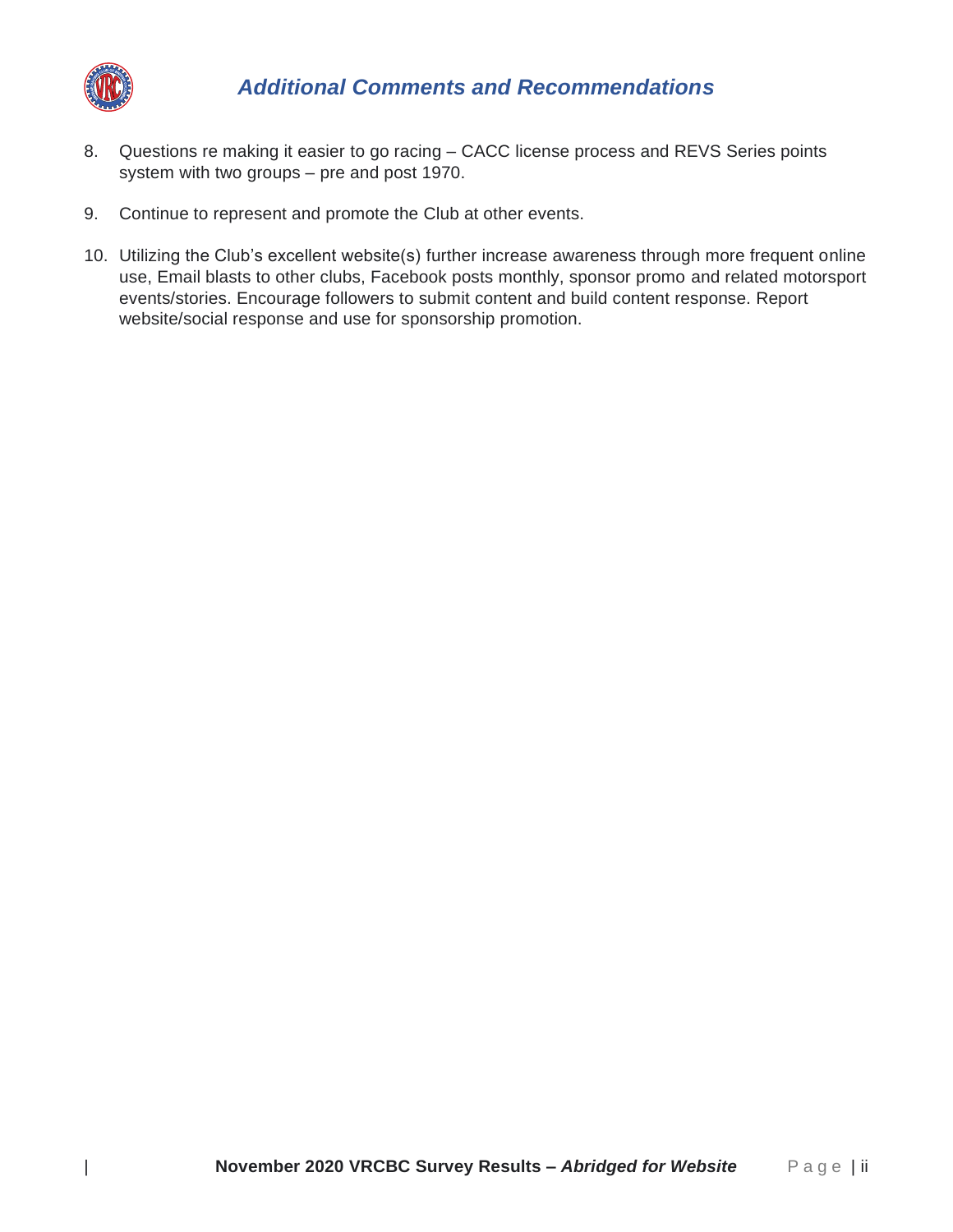## *Additional Comments and Recommendations*

8. Questions re making it easier to go racing – CACC license process and REVS Series points system with two groups – pre and post 1970.

9. Continue to represent and promote the Club at other events.

10. Utilizing the Club's excellent website(s) further increase awareness through more frequent online use, Email blasts to other clubs, Facebook posts monthly, sponsor promo and related motorsport events/stories. Encourage followers to submit content and build content response. Report website/social response and use for sponsorship promotion.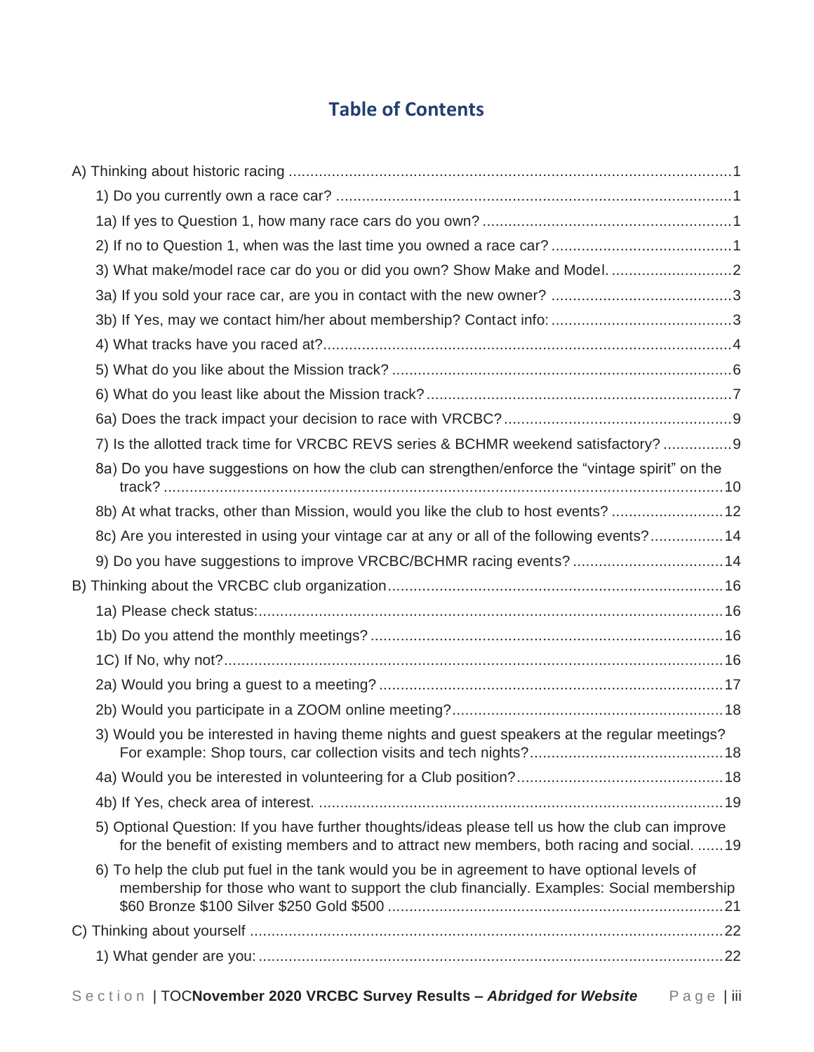# Table of Contents

A) Thinking about historic racing ....................................................................................................1

- 1) Do you currently own a race car? ..........................................................................................1
- 1a) If yes to Question 1, how many race cars do you own? ........................................................1
- 2) If no to Question 1, when was the last time you owned a race car? .........................................1
- 3) What make/model race car do you or did you own? Show Make and Model. ............................2
- 3a) If you sold your race car, are you in contact with the new owner? ..........................................3
- 3b) If Yes, may we contact him/her about membership? Contact info: ..........................................3
- 4) What tracks have you raced at?..............................................................................................4
- 5) What do you like about the Mission track? ...............................................................................6
- 6) What do you least like about the Mission track?.......................................................................7
- 6a) Does the track impact your decision to race with VRCBC?.....................................................9
- 7) Is the allotted track time for VRCBC REVS series & BCHMR weekend satisfactory? ................9
- 8a) Do you have suggestions on how the club can strengthen/enforce the “vintage spirit” on the track? ..................................................................................................................................10
- 8b) At what tracks, other than Mission, would you like the club to host events? ..........................12
- 8c) Are you interested in using your vintage car at any or all of the following events?.................14
- 9) Do you have suggestions to improve VRCBC/BCHMR racing events? ...................................14

B) Thinking about the VRCBC club organization.............................................................................16

- 1a) Please check status:............................................................................................................16
- 1b) Do you attend the monthly meetings? .................................................................................16
- 1C) If No, why not?....................................................................................................................16
- 2a) Would you bring a guest to a meeting? ................................................................................17
- 2b) Would you participate in a ZOOM online meeting?..............................................................18
- 3) Would you be interested in having theme nights and guest speakers at the regular meetings? For example: Shop tours, car collection visits and tech nights?.............................................18
- 4a) Would you be interested in volunteering for a Club position?................................................18
- 4b) If Yes, check area of interest. ..............................................................................................19
- 5) Optional Question: If you have further thoughts/ideas please tell us how the club can improve for the benefit of existing members and to attract new members, both racing and social. ......19
- 6) To help the club put fuel in the tank would you be in agreement to have optional levels of membership for those who want to support the club financially. Examples: Social membership $60 Bronze $100 Silver $250 Gold $500 ..............................................................................21

C) Thinking about yourself .............................................................................................................22

- 1) What gender are you: ...........................................................................................................22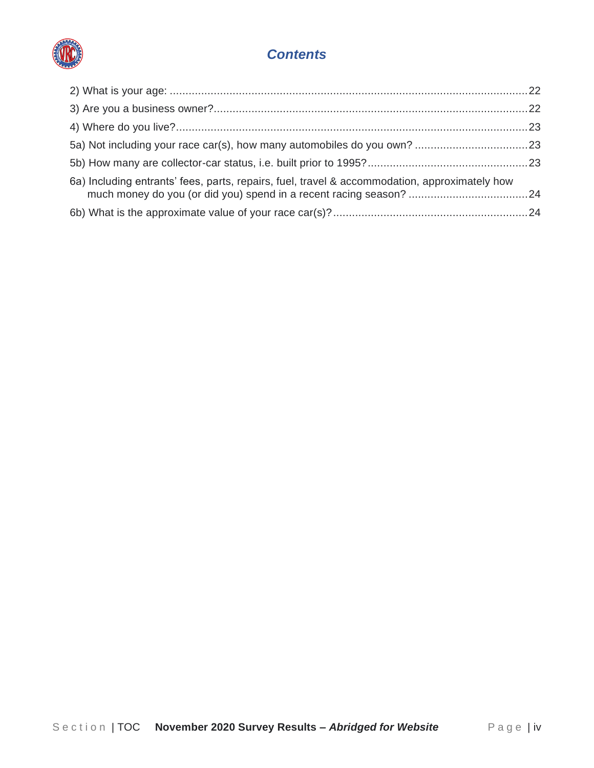## *Contents*

2) What is your age: ..... 22

3) Are you a business owner? ..... 22

4) Where do you live? ..... 23

5a) Not including your race car(s), how many automobiles do you own? ..... 23

5b) How many are collector-car status, i.e. built prior to 1995? ..... 23

6a) Including entrants' fees, parts, repairs, fuel, travel & accommodation, approximately how much money do you (or did you) spend in a recent racing season? ..... 24

6b) What is the approximate value of your race car(s)? ..... 24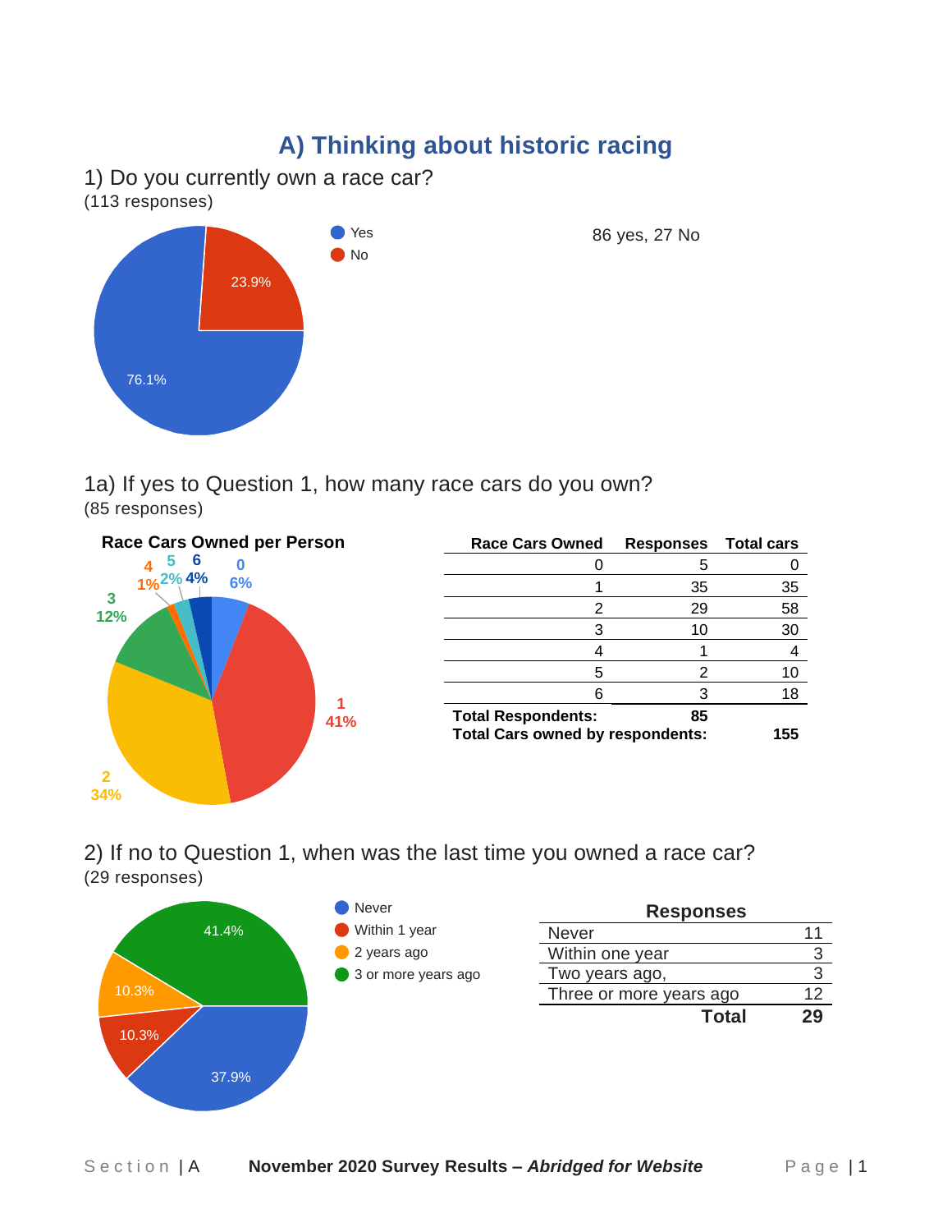## A) Thinking about historic racing

1) Do you currently own a race car?
(113 responses)

Yes 76.1%, No 23.9%

86 yes, 27 No

1a) If yes to Question 1, how many race cars do you own?
(85 responses)

**Race Cars Owned per Person**

0: 6%, 1: 41%, 2: 34%, 3: 12%, 4: 1%, 5: 2%, 6: 4%

| Race Cars Owned | Responses | Total cars |
|---|---|---|
| 0 | 5 | 0 |
| 1 | 35 | 35 |
| 2 | 29 | 58 |
| 3 | 10 | 30 |
| 4 | 1 | 4 |
| 5 | 2 | 10 |
| 6 | 3 | 18 |
| **Total Respondents:** | **85** | |
| **Total Cars owned by respondents:** | | **155** |

2) If no to Question 1, when was the last time you owned a race car?
(29 responses)

Never 37.9%, Within 1 year 10.3%, 2 years ago 10.3%, 3 or more years ago 41.4%

| Responses | |
|---|---|
| Never | 11 |
| Within one year | 3 |
| Two years ago, | 3 |
| Three or more years ago | 12 |
| **Total** | **29** |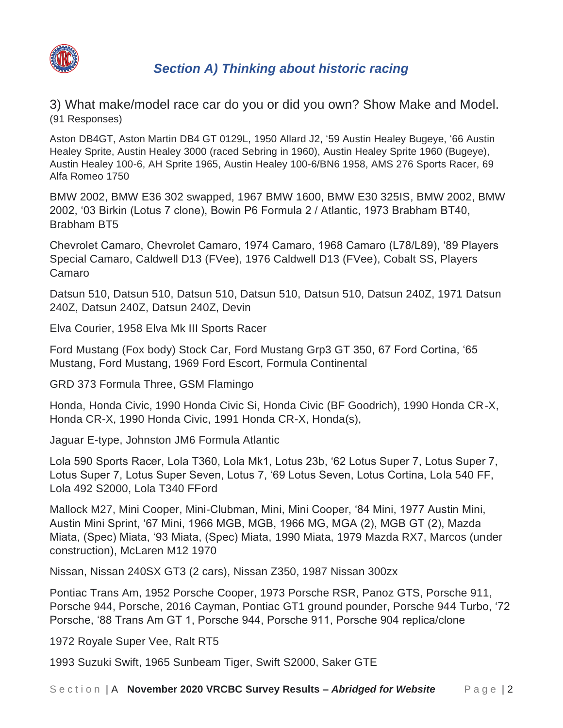## Section A) Thinking about historic racing

### 3) What make/model race car do you or did you own? Show Make and Model.
(91 Responses)

Aston DB4GT, Aston Martin DB4 GT 0129L, 1950 Allard J2, '59 Austin Healey Bugeye, '66 Austin Healey Sprite, Austin Healey 3000 (raced Sebring in 1960), Austin Healey Sprite 1960 (Bugeye), Austin Healey 100-6, AH Sprite 1965, Austin Healey 100-6/BN6 1958, AMS 276 Sports Racer, 69 Alfa Romeo 1750

BMW 2002, BMW E36 302 swapped, 1967 BMW 1600, BMW E30 325IS, BMW 2002, BMW 2002, '03 Birkin (Lotus 7 clone), Bowin P6 Formula 2 / Atlantic, 1973 Brabham BT40, Brabham BT5

Chevrolet Camaro, Chevrolet Camaro, 1974 Camaro, 1968 Camaro (L78/L89), '89 Players Special Camaro, Caldwell D13 (FVee), 1976 Caldwell D13 (FVee), Cobalt SS, Players Camaro

Datsun 510, Datsun 510, Datsun 510, Datsun 510, Datsun 510, Datsun 240Z, 1971 Datsun 240Z, Datsun 240Z, Datsun 240Z, Devin

Elva Courier, 1958 Elva Mk III Sports Racer

Ford Mustang (Fox body) Stock Car, Ford Mustang Grp3 GT 350, 67 Ford Cortina, '65 Mustang, Ford Mustang, 1969 Ford Escort, Formula Continental

GRD 373 Formula Three, GSM Flamingo

Honda, Honda Civic, 1990 Honda Civic Si, Honda Civic (BF Goodrich), 1990 Honda CR-X, Honda CR-X, 1990 Honda Civic, 1991 Honda CR-X, Honda(s),

Jaguar E-type, Johnston JM6 Formula Atlantic

Lola 590 Sports Racer, Lola T360, Lola Mk1, Lotus 23b, '62 Lotus Super 7, Lotus Super 7, Lotus Super 7, Lotus Super Seven, Lotus 7, '69 Lotus Seven, Lotus Cortina, Lola 540 FF, Lola 492 S2000, Lola T340 FFord

Mallock M27, Mini Cooper, Mini-Clubman, Mini, Mini Cooper, '84 Mini, 1977 Austin Mini, Austin Mini Sprint, '67 Mini, 1966 MGB, MGB, 1966 MG, MGA (2), MGB GT (2), Mazda Miata, (Spec) Miata, '93 Miata, (Spec) Miata, 1990 Miata, 1979 Mazda RX7, Marcos (under construction), McLaren M12 1970

Nissan, Nissan 240SX GT3 (2 cars), Nissan Z350, 1987 Nissan 300zx

Pontiac Trans Am, 1952 Porsche Cooper, 1973 Porsche RSR, Panoz GTS, Porsche 911, Porsche 944, Porsche, 2016 Cayman, Pontiac GT1 ground pounder, Porsche 944 Turbo, '72 Porsche, '88 Trans Am GT 1, Porsche 944, Porsche 911, Porsche 904 replica/clone

1972 Royale Super Vee, Ralt RT5

1993 Suzuki Swift, 1965 Sunbeam Tiger, Swift S2000, Saker GTE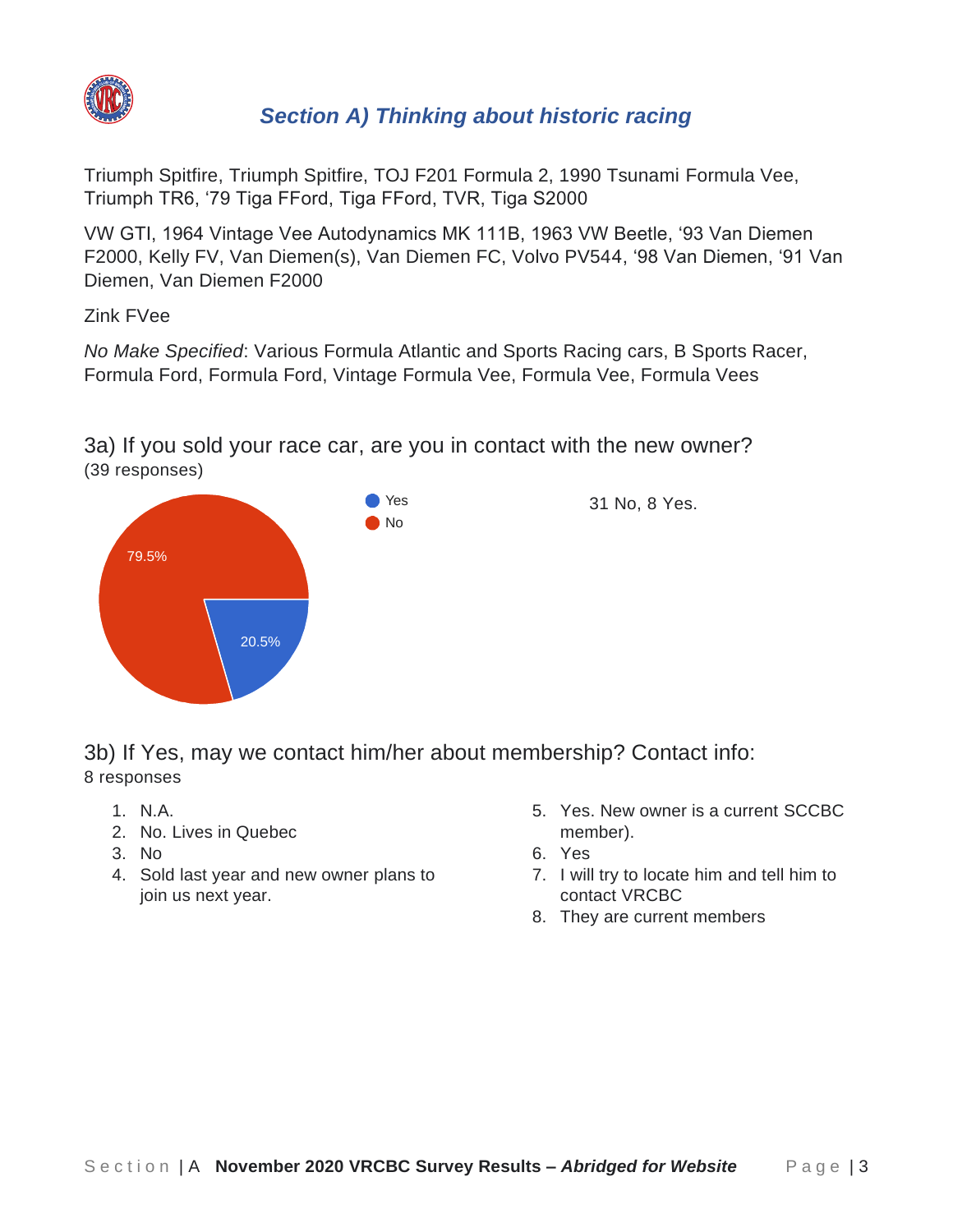## *Section A) Thinking about historic racing*

Triumph Spitfire, Triumph Spitfire, TOJ F201 Formula 2, 1990 Tsunami Formula Vee, Triumph TR6, '79 Tiga FFord, Tiga FFord, TVR, Tiga S2000

VW GTI, 1964 Vintage Vee Autodynamics MK 111B, 1963 VW Beetle, '93 Van Diemen F2000, Kelly FV, Van Diemen(s), Van Diemen FC, Volvo PV544, '98 Van Diemen, '91 Van Diemen, Van Diemen F2000

Zink FVee

*No Make Specified*: Various Formula Atlantic and Sports Racing cars, B Sports Racer, Formula Ford, Formula Ford, Vintage Formula Vee, Formula Vee, Formula Vees

3a) If you sold your race car, are you in contact with the new owner?
(39 responses)

- Yes: 20.5%
- No: 79.5%

31 No, 8 Yes.

3b) If Yes, may we contact him/her about membership? Contact info:
8 responses

1. N.A.
2. No. Lives in Quebec
3. No
4. Sold last year and new owner plans to join us next year.
5. Yes. New owner is a current SCCBC member).
6. Yes
7. I will try to locate him and tell him to contact VRCBC
8. They are current members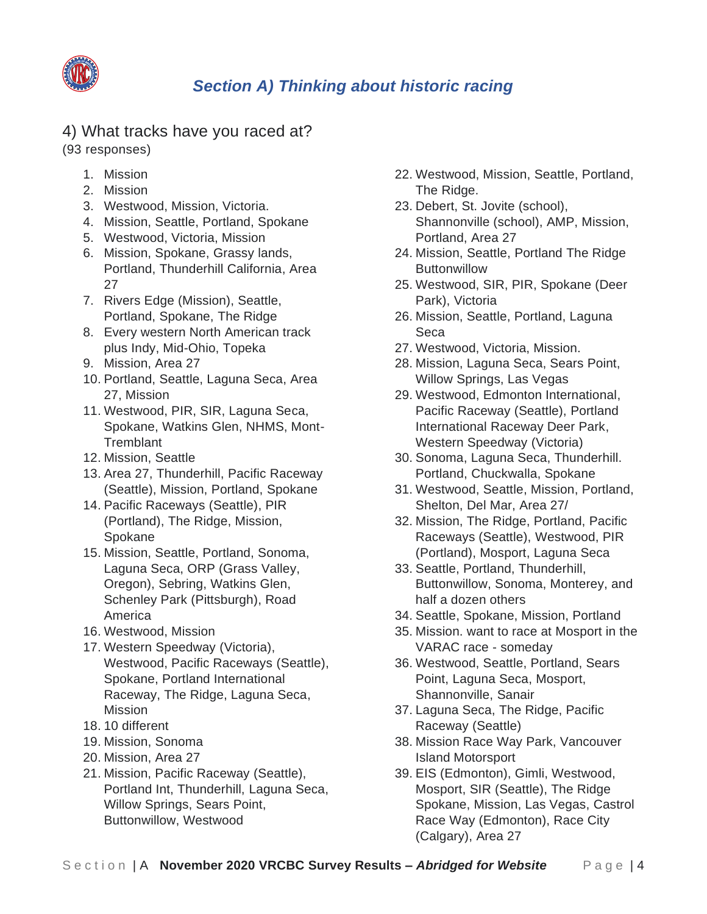## Section A) Thinking about historic racing

### 4) What tracks have you raced at?

(93 responses)

1. Mission
2. Mission
3. Westwood, Mission, Victoria.
4. Mission, Seattle, Portland, Spokane
5. Westwood, Victoria, Mission
6. Mission, Spokane, Grassy lands, Portland, Thunderhill California, Area 27
7. Rivers Edge (Mission), Seattle, Portland, Spokane, The Ridge
8. Every western North American track plus Indy, Mid-Ohio, Topeka
9. Mission, Area 27
10. Portland, Seattle, Laguna Seca, Area 27, Mission
11. Westwood, PIR, SIR, Laguna Seca, Spokane, Watkins Glen, NHMS, Mont-Tremblant
12. Mission, Seattle
13. Area 27, Thunderhill, Pacific Raceway (Seattle), Mission, Portland, Spokane
14. Pacific Raceways (Seattle), PIR (Portland), The Ridge, Mission, Spokane
15. Mission, Seattle, Portland, Sonoma, Laguna Seca, ORP (Grass Valley, Oregon), Sebring, Watkins Glen, Schenley Park (Pittsburgh), Road America
16. Westwood, Mission
17. Western Speedway (Victoria), Westwood, Pacific Raceways (Seattle), Spokane, Portland International Raceway, The Ridge, Laguna Seca, Mission
18. 10 different
19. Mission, Sonoma
20. Mission, Area 27
21. Mission, Pacific Raceway (Seattle), Portland Int, Thunderhill, Laguna Seca, Willow Springs, Sears Point, Buttonwillow, Westwood
22. Westwood, Mission, Seattle, Portland, The Ridge.
23. Debert, St. Jovite (school), Shannonville (school), AMP, Mission, Portland, Area 27
24. Mission, Seattle, Portland The Ridge Buttonwillow
25. Westwood, SIR, PIR, Spokane (Deer Park), Victoria
26. Mission, Seattle, Portland, Laguna Seca
27. Westwood, Victoria, Mission.
28. Mission, Laguna Seca, Sears Point, Willow Springs, Las Vegas
29. Westwood, Edmonton International, Pacific Raceway (Seattle), Portland International Raceway Deer Park, Western Speedway (Victoria)
30. Sonoma, Laguna Seca, Thunderhill. Portland, Chuckwalla, Spokane
31. Westwood, Seattle, Mission, Portland, Shelton, Del Mar, Area 27/
32. Mission, The Ridge, Portland, Pacific Raceways (Seattle), Westwood, PIR (Portland), Mosport, Laguna Seca
33. Seattle, Portland, Thunderhill, Buttonwillow, Sonoma, Monterey, and half a dozen others
34. Seattle, Spokane, Mission, Portland
35. Mission. want to race at Mosport in the VARAC race - someday
36. Westwood, Seattle, Portland, Sears Point, Laguna Seca, Mosport, Shannonville, Sanair
37. Laguna Seca, The Ridge, Pacific Raceway (Seattle)
38. Mission Race Way Park, Vancouver Island Motorsport
39. EIS (Edmonton), Gimli, Westwood, Mosport, SIR (Seattle), The Ridge Spokane, Mission, Las Vegas, Castrol Race Way (Edmonton), Race City (Calgary), Area 27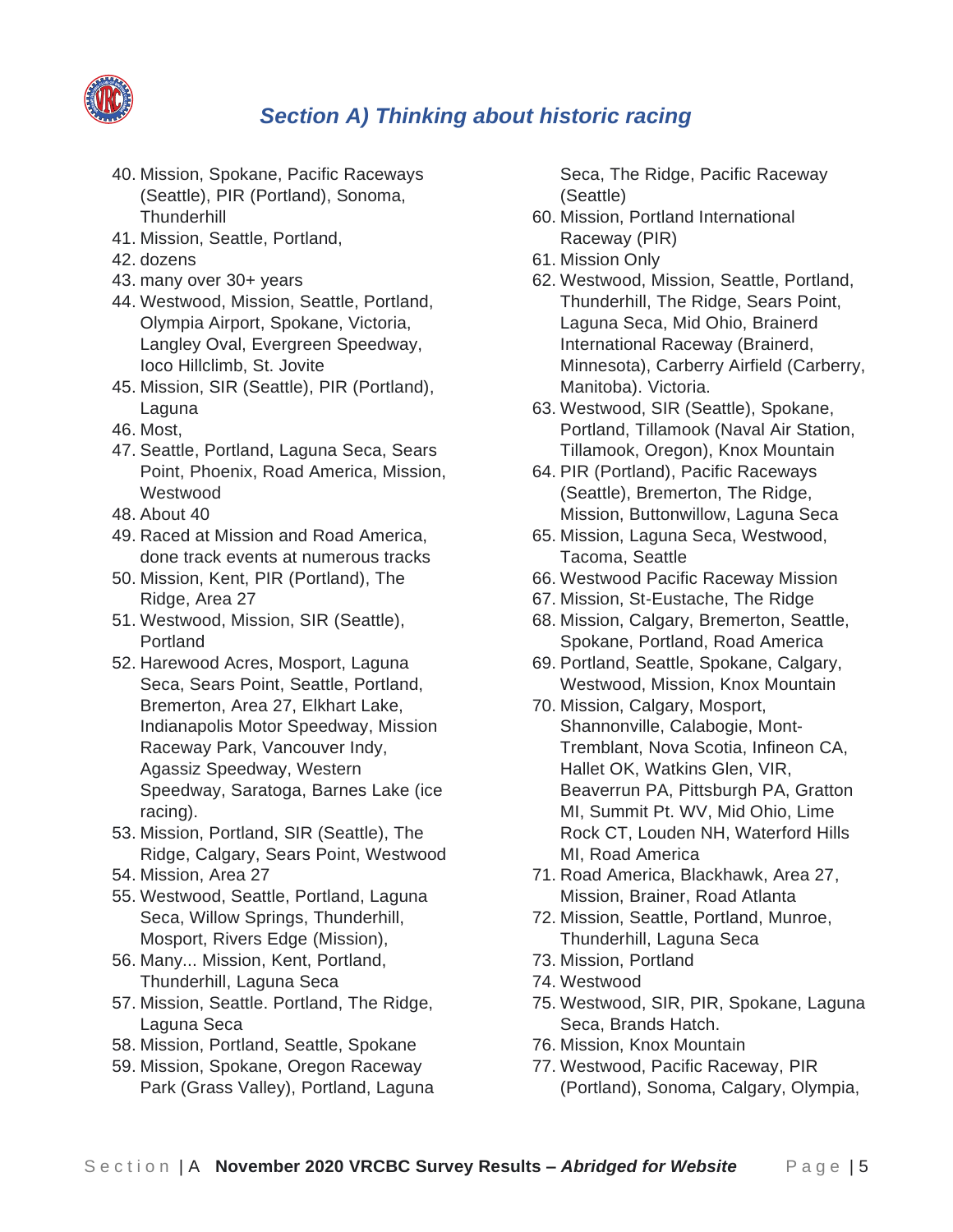## Section A) Thinking about historic racing

40. Mission, Spokane, Pacific Raceways (Seattle), PIR (Portland), Sonoma, Thunderhill
41. Mission, Seattle, Portland,
42. dozens
43. many over 30+ years
44. Westwood, Mission, Seattle, Portland, Olympia Airport, Spokane, Victoria, Langley Oval, Evergreen Speedway, Ioco Hillclimb, St. Jovite
45. Mission, SIR (Seattle), PIR (Portland), Laguna
46. Most,
47. Seattle, Portland, Laguna Seca, Sears Point, Phoenix, Road America, Mission, Westwood
48. About 40
49. Raced at Mission and Road America, done track events at numerous tracks
50. Mission, Kent, PIR (Portland), The Ridge, Area 27
51. Westwood, Mission, SIR (Seattle), Portland
52. Harewood Acres, Mosport, Laguna Seca, Sears Point, Seattle, Portland, Bremerton, Area 27, Elkhart Lake, Indianapolis Motor Speedway, Mission Raceway Park, Vancouver Indy, Agassiz Speedway, Western Speedway, Saratoga, Barnes Lake (ice racing).
53. Mission, Portland, SIR (Seattle), The Ridge, Calgary, Sears Point, Westwood
54. Mission, Area 27
55. Westwood, Seattle, Portland, Laguna Seca, Willow Springs, Thunderhill, Mosport, Rivers Edge (Mission),
56. Many... Mission, Kent, Portland, Thunderhill, Laguna Seca
57. Mission, Seattle. Portland, The Ridge, Laguna Seca
58. Mission, Portland, Seattle, Spokane
59. Mission, Spokane, Oregon Raceway Park (Grass Valley), Portland, Laguna Seca, The Ridge, Pacific Raceway (Seattle)
60. Mission, Portland International Raceway (PIR)
61. Mission Only
62. Westwood, Mission, Seattle, Portland, Thunderhill, The Ridge, Sears Point, Laguna Seca, Mid Ohio, Brainerd International Raceway (Brainerd, Minnesota), Carberry Airfield (Carberry, Manitoba). Victoria.
63. Westwood, SIR (Seattle), Spokane, Portland, Tillamook (Naval Air Station, Tillamook, Oregon), Knox Mountain
64. PIR (Portland), Pacific Raceways (Seattle), Bremerton, The Ridge, Mission, Buttonwillow, Laguna Seca
65. Mission, Laguna Seca, Westwood, Tacoma, Seattle
66. Westwood Pacific Raceway Mission
67. Mission, St-Eustache, The Ridge
68. Mission, Calgary, Bremerton, Seattle, Spokane, Portland, Road America
69. Portland, Seattle, Spokane, Calgary, Westwood, Mission, Knox Mountain
70. Mission, Calgary, Mosport, Shannonville, Calabogie, Mont-Tremblant, Nova Scotia, Infineon CA, Hallet OK, Watkins Glen, VIR, Beaverrun PA, Pittsburgh PA, Gratton MI, Summit Pt. WV, Mid Ohio, Lime Rock CT, Louden NH, Waterford Hills MI, Road America
71. Road America, Blackhawk, Area 27, Mission, Brainer, Road Atlanta
72. Mission, Seattle, Portland, Munroe, Thunderhill, Laguna Seca
73. Mission, Portland
74. Westwood
75. Westwood, SIR, PIR, Spokane, Laguna Seca, Brands Hatch.
76. Mission, Knox Mountain
77. Westwood, Pacific Raceway, PIR (Portland), Sonoma, Calgary, Olympia,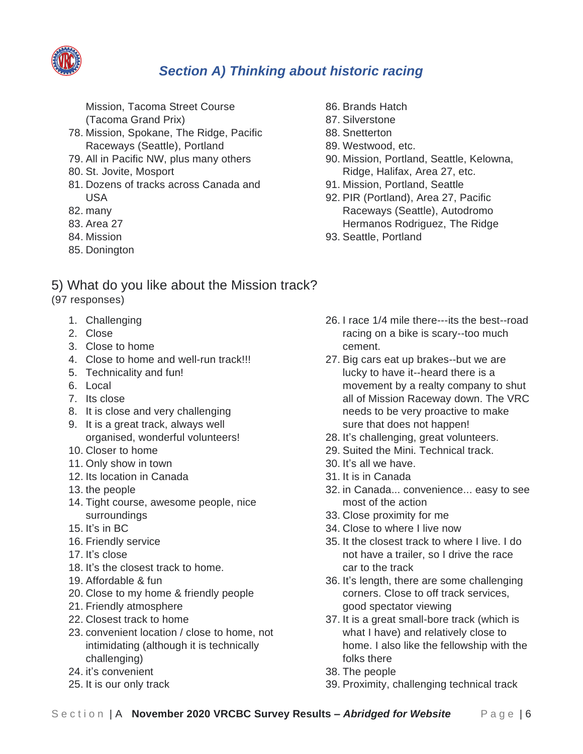## Section A) Thinking about historic racing

Mission, Tacoma Street Course (Tacoma Grand Prix)
78. Mission, Spokane, The Ridge, Pacific Raceways (Seattle), Portland
79. All in Pacific NW, plus many others
80. St. Jovite, Mosport
81. Dozens of tracks across Canada and USA
82. many
83. Area 27
84. Mission
85. Donington
86. Brands Hatch
87. Silverstone
88. Snetterton
89. Westwood, etc.
90. Mission, Portland, Seattle, Kelowna, Ridge, Halifax, Area 27, etc.
91. Mission, Portland, Seattle
92. PIR (Portland), Area 27, Pacific Raceways (Seattle), Autodromo Hermanos Rodriguez, The Ridge
93. Seattle, Portland

### 5) What do you like about the Mission track?

(97 responses)

1. Challenging
2. Close
3. Close to home
4. Close to home and well-run track!!!
5. Technicality and fun!
6. Local
7. Its close
8. It is close and very challenging
9. It is a great track, always well organised, wonderful volunteers!
10. Closer to home
11. Only show in town
12. Its location in Canada
13. the people
14. Tight course, awesome people, nice surroundings
15. It's in BC
16. Friendly service
17. It's close
18. It's the closest track to home.
19. Affordable & fun
20. Close to my home & friendly people
21. Friendly atmosphere
22. Closest track to home
23. convenient location / close to home, not intimidating (although it is technically challenging)
24. it's convenient
25. It is our only track
26. I race 1/4 mile there---its the best--road racing on a bike is scary--too much cement.
27. Big cars eat up brakes--but we are lucky to have it--heard there is a movement by a realty company to shut all of Mission Raceway down. The VRC needs to be very proactive to make sure that does not happen!
28. It's challenging, great volunteers.
29. Suited the Mini. Technical track.
30. It's all we have.
31. It is in Canada
32. in Canada... convenience... easy to see most of the action
33. Close proximity for me
34. Close to where I live now
35. It the closest track to where I live. I do not have a trailer, so I drive the race car to the track
36. It's length, there are some challenging corners. Close to off track services, good spectator viewing
37. It is a great small-bore track (which is what I have) and relatively close to home. I also like the fellowship with the folks there
38. The people
39. Proximity, challenging technical track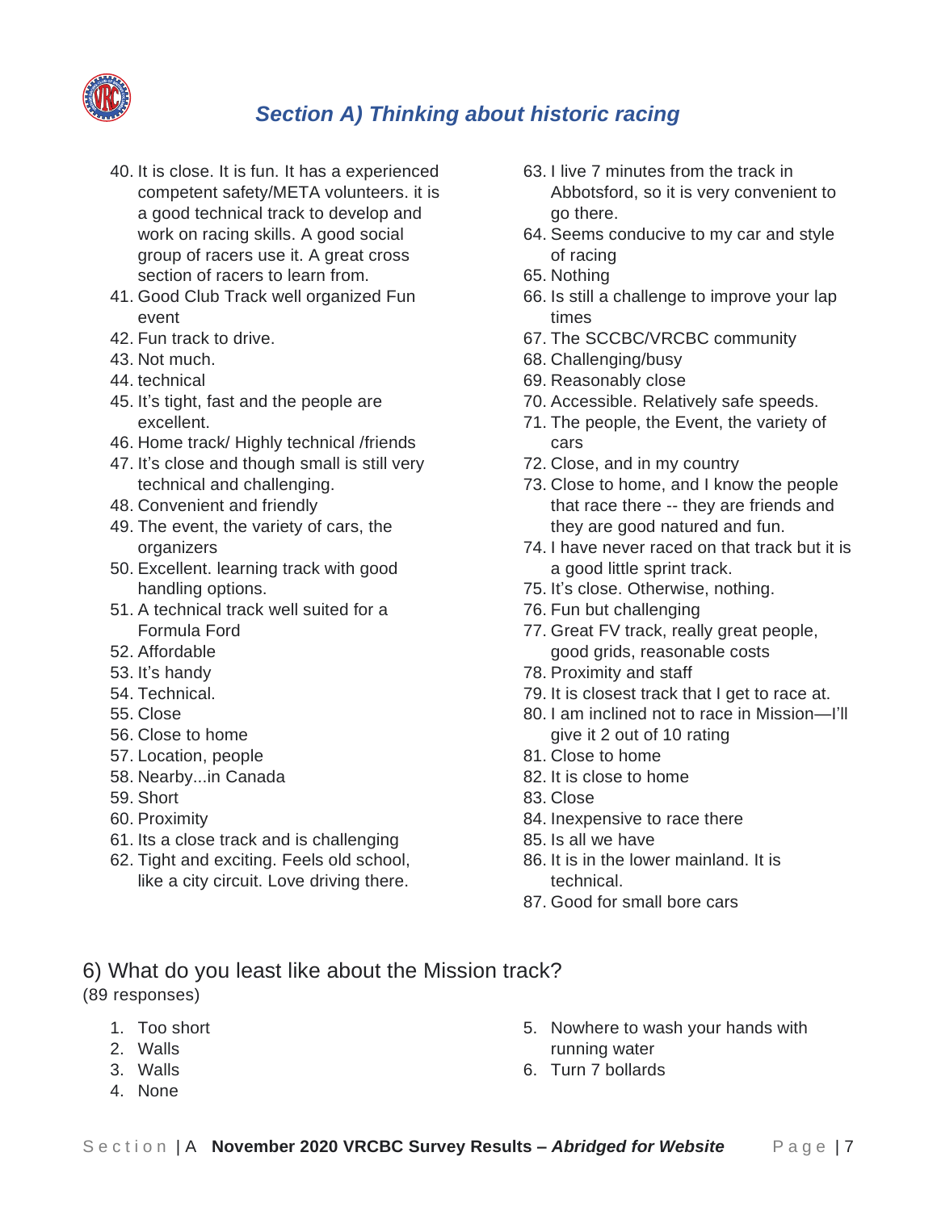## Section A) Thinking about historic racing

40. It is close. It is fun. It has a experienced competent safety/META volunteers. it is a good technical track to develop and work on racing skills. A good social group of racers use it. A great cross section of racers to learn from.
41. Good Club Track well organized Fun event
42. Fun track to drive.
43. Not much.
44. technical
45. It's tight, fast and the people are excellent.
46. Home track/ Highly technical /friends
47. It's close and though small is still very technical and challenging.
48. Convenient and friendly
49. The event, the variety of cars, the organizers
50. Excellent. learning track with good handling options.
51. A technical track well suited for a Formula Ford
52. Affordable
53. It's handy
54. Technical.
55. Close
56. Close to home
57. Location, people
58. Nearby...in Canada
59. Short
60. Proximity
61. Its a close track and is challenging
62. Tight and exciting. Feels old school, like a city circuit. Love driving there.
63. I live 7 minutes from the track in Abbotsford, so it is very convenient to go there.
64. Seems conducive to my car and style of racing
65. Nothing
66. Is still a challenge to improve your lap times
67. The SCCBC/VRCBC community
68. Challenging/busy
69. Reasonably close
70. Accessible. Relatively safe speeds.
71. The people, the Event, the variety of cars
72. Close, and in my country
73. Close to home, and I know the people that race there -- they are friends and they are good natured and fun.
74. I have never raced on that track but it is a good little sprint track.
75. It's close. Otherwise, nothing.
76. Fun but challenging
77. Great FV track, really great people, good grids, reasonable costs
78. Proximity and staff
79. It is closest track that I get to race at.
80. I am inclined not to race in Mission—I'll give it 2 out of 10 rating
81. Close to home
82. It is close to home
83. Close
84. Inexpensive to race there
85. Is all we have
86. It is in the lower mainland. It is technical.
87. Good for small bore cars

6) What do you least like about the Mission track?
(89 responses)

1. Too short
2. Walls
3. Walls
4. None
5. Nowhere to wash your hands with running water
6. Turn 7 bollards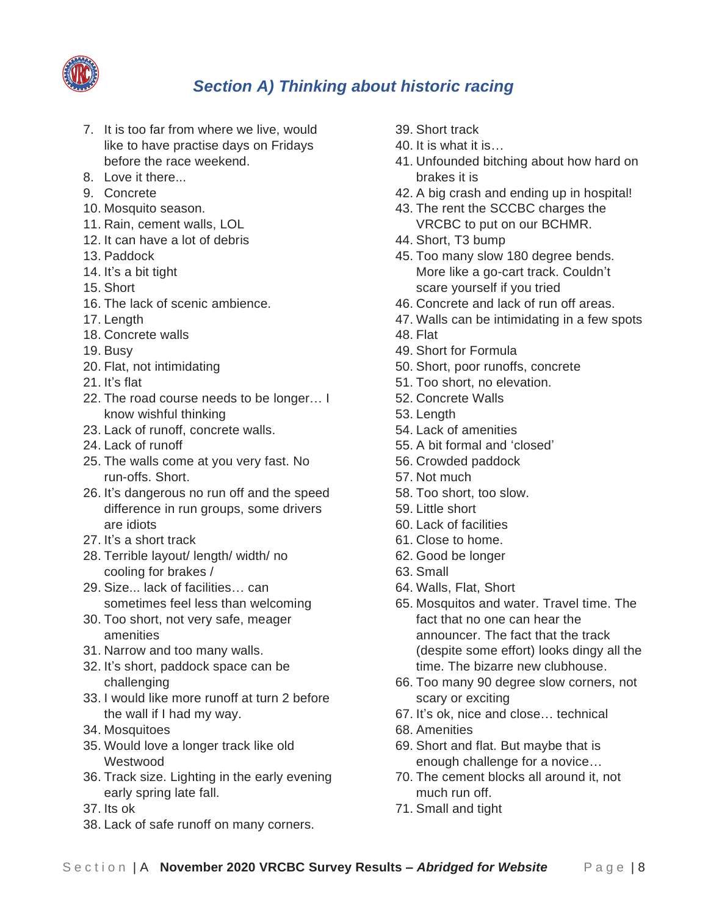## *Section A) Thinking about historic racing*

7. It is too far from where we live, would like to have practise days on Fridays before the race weekend.
8. Love it there...
9. Concrete
10. Mosquito season.
11. Rain, cement walls, LOL
12. It can have a lot of debris
13. Paddock
14. It's a bit tight
15. Short
16. The lack of scenic ambience.
17. Length
18. Concrete walls
19. Busy
20. Flat, not intimidating
21. It's flat
22. The road course needs to be longer… I know wishful thinking
23. Lack of runoff, concrete walls.
24. Lack of runoff
25. The walls come at you very fast. No run-offs. Short.
26. It's dangerous no run off and the speed difference in run groups, some drivers are idiots
27. It's a short track
28. Terrible layout/ length/ width/ no cooling for brakes /
29. Size... lack of facilities… can sometimes feel less than welcoming
30. Too short, not very safe, meager amenities
31. Narrow and too many walls.
32. It's short, paddock space can be challenging
33. I would like more runoff at turn 2 before the wall if I had my way.
34. Mosquitoes
35. Would love a longer track like old Westwood
36. Track size. Lighting in the early evening early spring late fall.
37. Its ok
38. Lack of safe runoff on many corners.
39. Short track
40. It is what it is…
41. Unfounded bitching about how hard on brakes it is
42. A big crash and ending up in hospital!
43. The rent the SCCBC charges the VRCBC to put on our BCHMR.
44. Short, T3 bump
45. Too many slow 180 degree bends. More like a go-cart track. Couldn't scare yourself if you tried
46. Concrete and lack of run off areas.
47. Walls can be intimidating in a few spots
48. Flat
49. Short for Formula
50. Short, poor runoffs, concrete
51. Too short, no elevation.
52. Concrete Walls
53. Length
54. Lack of amenities
55. A bit formal and 'closed'
56. Crowded paddock
57. Not much
58. Too short, too slow.
59. Little short
60. Lack of facilities
61. Close to home.
62. Good be longer
63. Small
64. Walls, Flat, Short
65. Mosquitos and water. Travel time. The fact that no one can hear the announcer. The fact that the track (despite some effort) looks dingy all the time. The bizarre new clubhouse.
66. Too many 90 degree slow corners, not scary or exciting
67. It's ok, nice and close… technical
68. Amenities
69. Short and flat. But maybe that is enough challenge for a novice…
70. The cement blocks all around it, not much run off.
71. Small and tight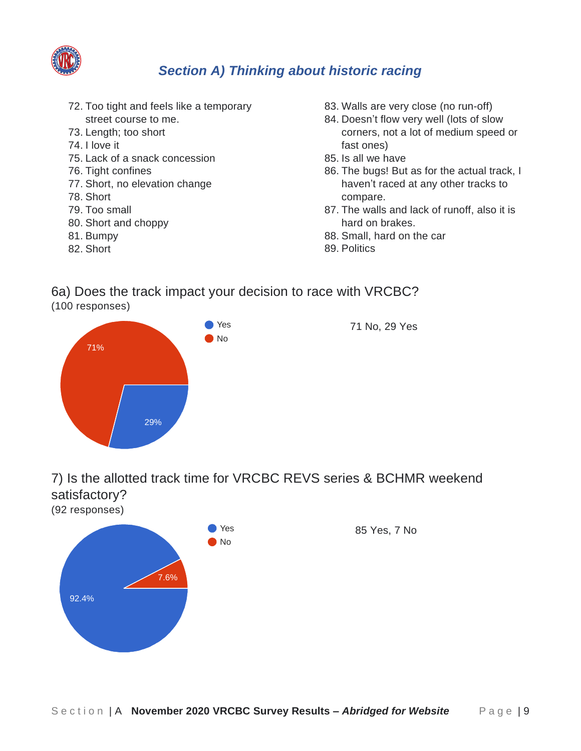## Section A) Thinking about historic racing

72. Too tight and feels like a temporary street course to me.
73. Length; too short
74. I love it
75. Lack of a snack concession
76. Tight confines
77. Short, no elevation change
78. Short
79. Too small
80. Short and choppy
81. Bumpy
82. Short
83. Walls are very close (no run-off)
84. Doesn't flow very well (lots of slow corners, not a lot of medium speed or fast ones)
85. Is all we have
86. The bugs! But as for the actual track, I haven't raced at any other tracks to compare.
87. The walls and lack of runoff, also it is hard on brakes.
88. Small, hard on the car
89. Politics

6a) Does the track impact your decision to race with VRCBC?
(100 responses)

Yes
No

71%

29%

71 No, 29 Yes

7) Is the allotted track time for VRCBC REVS series & BCHMR weekend satisfactory?
(92 responses)

Yes
No

7.6%

92.4%

85 Yes, 7 No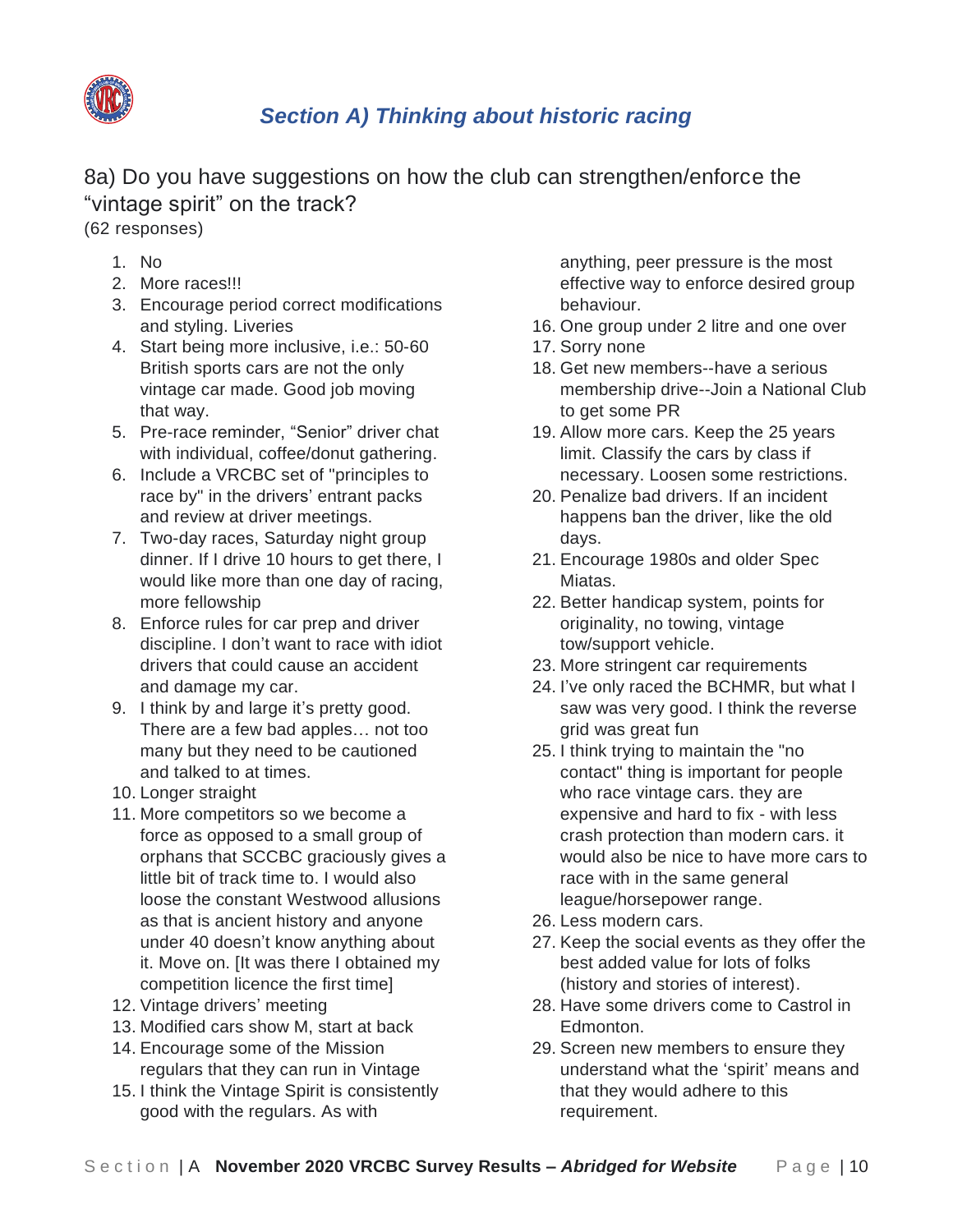## *Section A) Thinking about historic racing*

### 8a) Do you have suggestions on how the club can strengthen/enforce the "vintage spirit" on the track?

(62 responses)

1. No
2. More races!!!
3. Encourage period correct modifications and styling. Liveries
4. Start being more inclusive, i.e.: 50-60 British sports cars are not the only vintage car made. Good job moving that way.
5. Pre-race reminder, "Senior" driver chat with individual, coffee/donut gathering.
6. Include a VRCBC set of "principles to race by" in the drivers' entrant packs and review at driver meetings.
7. Two-day races, Saturday night group dinner. If I drive 10 hours to get there, I would like more than one day of racing, more fellowship
8. Enforce rules for car prep and driver discipline. I don't want to race with idiot drivers that could cause an accident and damage my car.
9. I think by and large it's pretty good. There are a few bad apples… not too many but they need to be cautioned and talked to at times.
10. Longer straight
11. More competitors so we become a force as opposed to a small group of orphans that SCCBC graciously gives a little bit of track time to. I would also loose the constant Westwood allusions as that is ancient history and anyone under 40 doesn't know anything about it. Move on. [It was there I obtained my competition licence the first time]
12. Vintage drivers' meeting
13. Modified cars show M, start at back
14. Encourage some of the Mission regulars that they can run in Vintage
15. I think the Vintage Spirit is consistently good with the regulars. As with anything, peer pressure is the most effective way to enforce desired group behaviour.
16. One group under 2 litre and one over
17. Sorry none
18. Get new members--have a serious membership drive--Join a National Club to get some PR
19. Allow more cars. Keep the 25 years limit. Classify the cars by class if necessary. Loosen some restrictions.
20. Penalize bad drivers. If an incident happens ban the driver, like the old days.
21. Encourage 1980s and older Spec Miatas.
22. Better handicap system, points for originality, no towing, vintage tow/support vehicle.
23. More stringent car requirements
24. I've only raced the BCHMR, but what I saw was very good. I think the reverse grid was great fun
25. I think trying to maintain the "no contact" thing is important for people who race vintage cars. they are expensive and hard to fix - with less crash protection than modern cars. it would also be nice to have more cars to race with in the same general league/horsepower range.
26. Less modern cars.
27. Keep the social events as they offer the best added value for lots of folks (history and stories of interest).
28. Have some drivers come to Castrol in Edmonton.
29. Screen new members to ensure they understand what the 'spirit' means and that they would adhere to this requirement.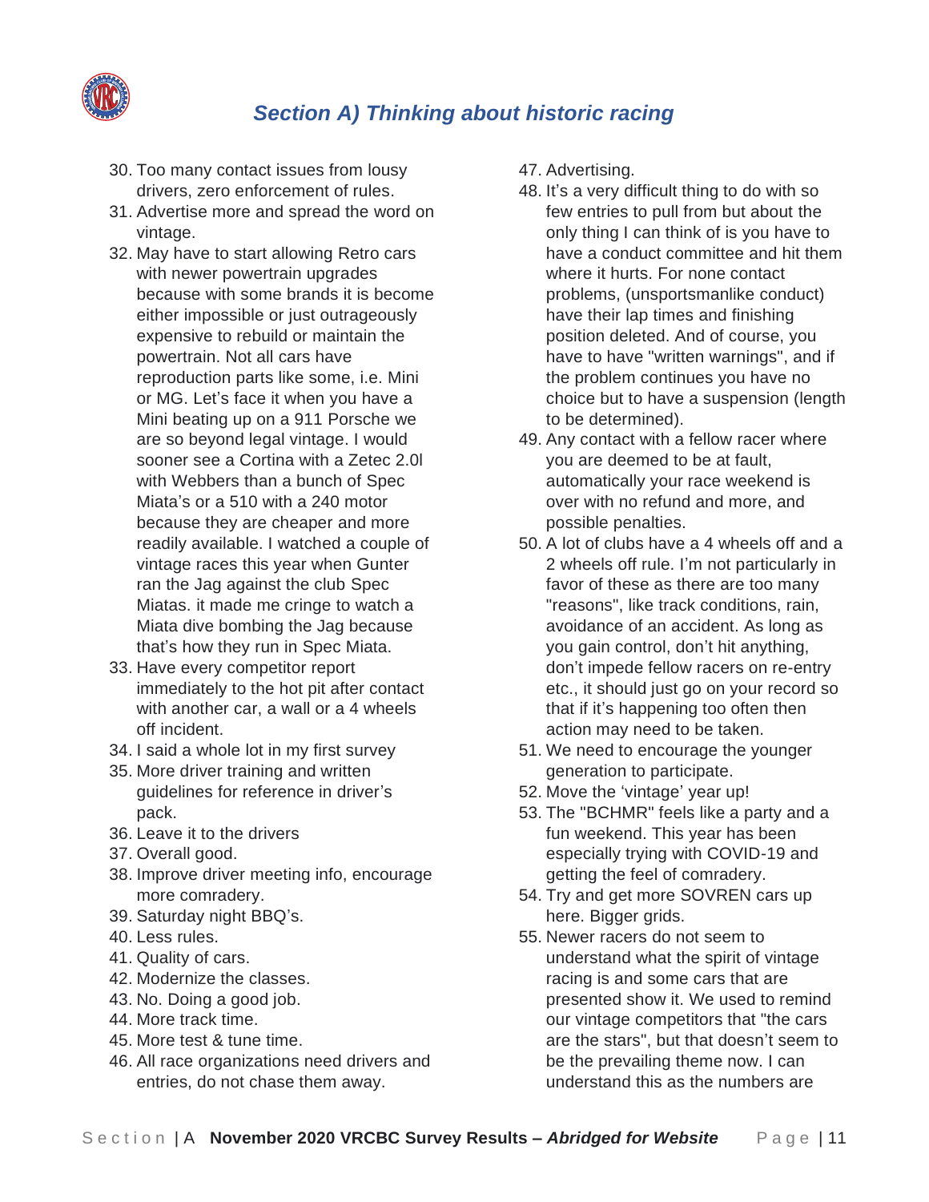## *Section A) Thinking about historic racing*

30. Too many contact issues from lousy drivers, zero enforcement of rules.
31. Advertise more and spread the word on vintage.
32. May have to start allowing Retro cars with newer powertrain upgrades because with some brands it is become either impossible or just outrageously expensive to rebuild or maintain the powertrain. Not all cars have reproduction parts like some, i.e. Mini or MG. Let's face it when you have a Mini beating up on a 911 Porsche we are so beyond legal vintage. I would sooner see a Cortina with a Zetec 2.0l with Webbers than a bunch of Spec Miata's or a 510 with a 240 motor because they are cheaper and more readily available. I watched a couple of vintage races this year when Gunter ran the Jag against the club Spec Miatas. it made me cringe to watch a Miata dive bombing the Jag because that's how they run in Spec Miata.
33. Have every competitor report immediately to the hot pit after contact with another car, a wall or a 4 wheels off incident.
34. I said a whole lot in my first survey
35. More driver training and written guidelines for reference in driver's pack.
36. Leave it to the drivers
37. Overall good.
38. Improve driver meeting info, encourage more comradery.
39. Saturday night BBQ's.
40. Less rules.
41. Quality of cars.
42. Modernize the classes.
43. No. Doing a good job.
44. More track time.
45. More test & tune time.
46. All race organizations need drivers and entries, do not chase them away.
47. Advertising.
48. It's a very difficult thing to do with so few entries to pull from but about the only thing I can think of is you have to have a conduct committee and hit them where it hurts. For none contact problems, (unsportsmanlike conduct) have their lap times and finishing position deleted. And of course, you have to have "written warnings", and if the problem continues you have no choice but to have a suspension (length to be determined).
49. Any contact with a fellow racer where you are deemed to be at fault, automatically your race weekend is over with no refund and more, and possible penalties.
50. A lot of clubs have a 4 wheels off and a 2 wheels off rule. I'm not particularly in favor of these as there are too many "reasons", like track conditions, rain, avoidance of an accident. As long as you gain control, don't hit anything, don't impede fellow racers on re-entry etc., it should just go on your record so that if it's happening too often then action may need to be taken.
51. We need to encourage the younger generation to participate.
52. Move the 'vintage' year up!
53. The "BCHMR" feels like a party and a fun weekend. This year has been especially trying with COVID-19 and getting the feel of comradery.
54. Try and get more SOVREN cars up here. Bigger grids.
55. Newer racers do not seem to understand what the spirit of vintage racing is and some cars that are presented show it. We used to remind our vintage competitors that "the cars are the stars", but that doesn't seem to be the prevailing theme now. I can understand this as the numbers are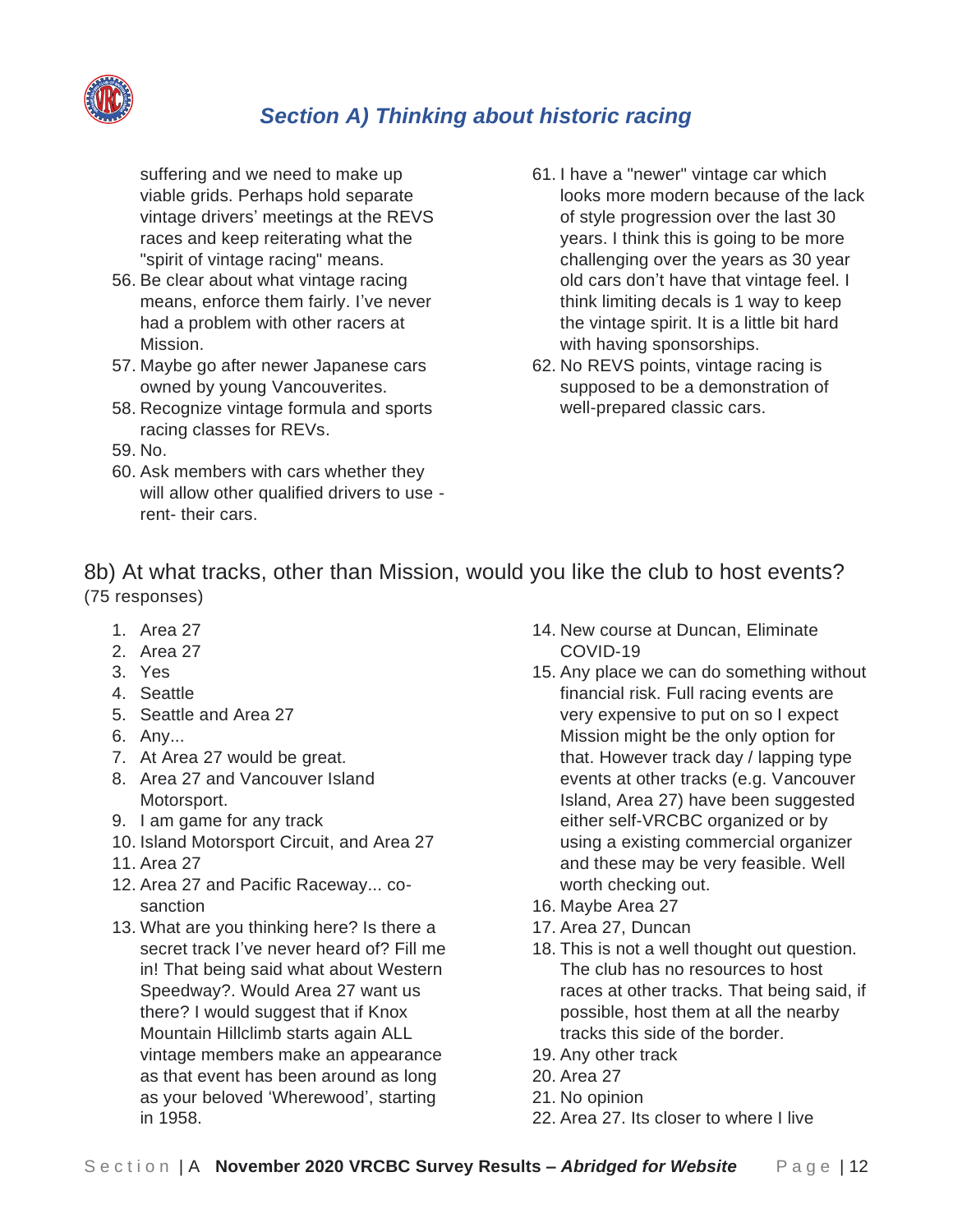suffering and we need to make up viable grids. Perhaps hold separate vintage drivers' meetings at the REVS races and keep reiterating what the "spirit of vintage racing" means.

56. Be clear about what vintage racing means, enforce them fairly. I've never had a problem with other racers at Mission.
57. Maybe go after newer Japanese cars owned by young Vancouverites.
58. Recognize vintage formula and sports racing classes for REVs.
59. No.
60. Ask members with cars whether they will allow other qualified drivers to use - rent- their cars.
61. I have a "newer" vintage car which looks more modern because of the lack of style progression over the last 30 years. I think this is going to be more challenging over the years as 30 year old cars don't have that vintage feel. I think limiting decals is 1 way to keep the vintage spirit. It is a little bit hard with having sponsorships.
62. No REVS points, vintage racing is supposed to be a demonstration of well-prepared classic cars.

## 8b) At what tracks, other than Mission, would you like the club to host events?

(75 responses)

1. Area 27
2. Area 27
3. Yes
4. Seattle
5. Seattle and Area 27
6. Any...
7. At Area 27 would be great.
8. Area 27 and Vancouver Island Motorsport.
9. I am game for any track
10. Island Motorsport Circuit, and Area 27
11. Area 27
12. Area 27 and Pacific Raceway... co-sanction
13. What are you thinking here? Is there a secret track I've never heard of? Fill me in! That being said what about Western Speedway?. Would Area 27 want us there? I would suggest that if Knox Mountain Hillclimb starts again ALL vintage members make an appearance as that event has been around as long as your beloved 'Wherewood', starting in 1958.
14. New course at Duncan, Eliminate COVID-19
15. Any place we can do something without financial risk. Full racing events are very expensive to put on so I expect Mission might be the only option for that. However track day / lapping type events at other tracks (e.g. Vancouver Island, Area 27) have been suggested either self-VRCBC organized or by using a existing commercial organizer and these may be very feasible. Well worth checking out.
16. Maybe Area 27
17. Area 27, Duncan
18. This is not a well thought out question. The club has no resources to host races at other tracks. That being said, if possible, host them at all the nearby tracks this side of the border.
19. Any other track
20. Area 27
21. No opinion
22. Area 27. Its closer to where I live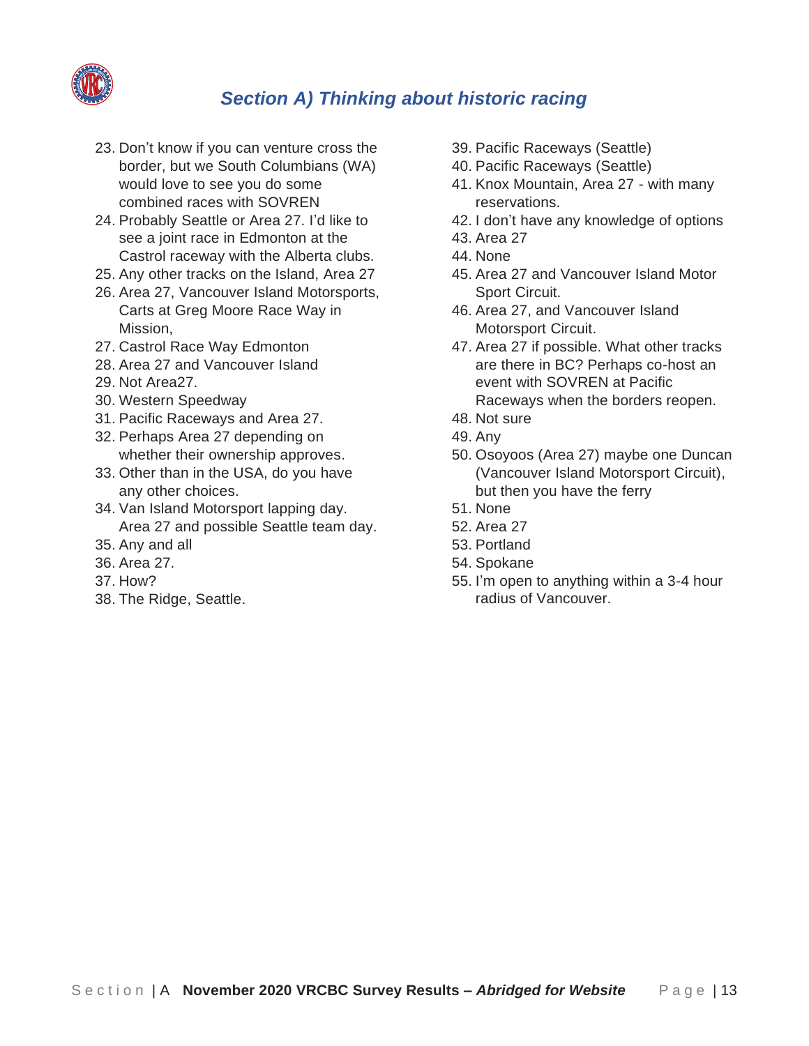## *Section A) Thinking about historic racing*

23. Don't know if you can venture cross the border, but we South Columbians (WA) would love to see you do some combined races with SOVREN
24. Probably Seattle or Area 27. I'd like to see a joint race in Edmonton at the Castrol raceway with the Alberta clubs.
25. Any other tracks on the Island, Area 27
26. Area 27, Vancouver Island Motorsports, Carts at Greg Moore Race Way in Mission,
27. Castrol Race Way Edmonton
28. Area 27 and Vancouver Island
29. Not Area27.
30. Western Speedway
31. Pacific Raceways and Area 27.
32. Perhaps Area 27 depending on whether their ownership approves.
33. Other than in the USA, do you have any other choices.
34. Van Island Motorsport lapping day. Area 27 and possible Seattle team day.
35. Any and all
36. Area 27.
37. How?
38. The Ridge, Seattle.
39. Pacific Raceways (Seattle)
40. Pacific Raceways (Seattle)
41. Knox Mountain, Area 27 - with many reservations.
42. I don't have any knowledge of options
43. Area 27
44. None
45. Area 27 and Vancouver Island Motor Sport Circuit.
46. Area 27, and Vancouver Island Motorsport Circuit.
47. Area 27 if possible. What other tracks are there in BC? Perhaps co-host an event with SOVREN at Pacific Raceways when the borders reopen.
48. Not sure
49. Any
50. Osoyoos (Area 27) maybe one Duncan (Vancouver Island Motorsport Circuit), but then you have the ferry
51. None
52. Area 27
53. Portland
54. Spokane
55. I'm open to anything within a 3-4 hour radius of Vancouver.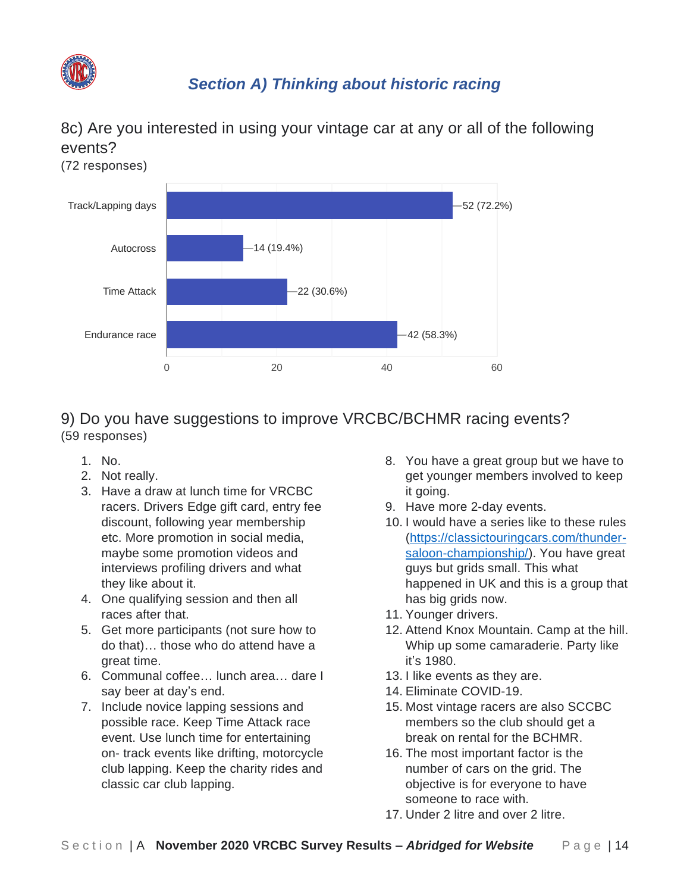## Section A) Thinking about historic racing

### 8c) Are you interested in using your vintage car at any or all of the following events?

(72 responses)

| Event | Responses |
|---|---|
| Track/Lapping days | 52 (72.2%) |
| Autocross | 14 (19.4%) |
| Time Attack | 22 (30.6%) |
| Endurance race | 42 (58.3%) |

### 9) Do you have suggestions to improve VRCBC/BCHMR racing events?

(59 responses)

1. No.
2. Not really.
3. Have a draw at lunch time for VRCBC racers. Drivers Edge gift card, entry fee discount, following year membership etc. More promotion in social media, maybe some promotion videos and interviews profiling drivers and what they like about it.
4. One qualifying session and then all races after that.
5. Get more participants (not sure how to do that)… those who do attend have a great time.
6. Communal coffee… lunch area… dare I say beer at day's end.
7. Include novice lapping sessions and possible race. Keep Time Attack race event. Use lunch time for entertaining on- track events like drifting, motorcycle club lapping. Keep the charity rides and classic car club lapping.
8. You have a great group but we have to get younger members involved to keep it going.
9. Have more 2-day events.
10. I would have a series like to these rules (https://classictouringcars.com/thunder-saloon-championship/). You have great guys but grids small. This what happened in UK and this is a group that has big grids now.
11. Younger drivers.
12. Attend Knox Mountain. Camp at the hill. Whip up some camaraderie. Party like it's 1980.
13. I like events as they are.
14. Eliminate COVID-19.
15. Most vintage racers are also SCCBC members so the club should get a break on rental for the BCHMR.
16. The most important factor is the number of cars on the grid. The objective is for everyone to have someone to race with.
17. Under 2 litre and over 2 litre.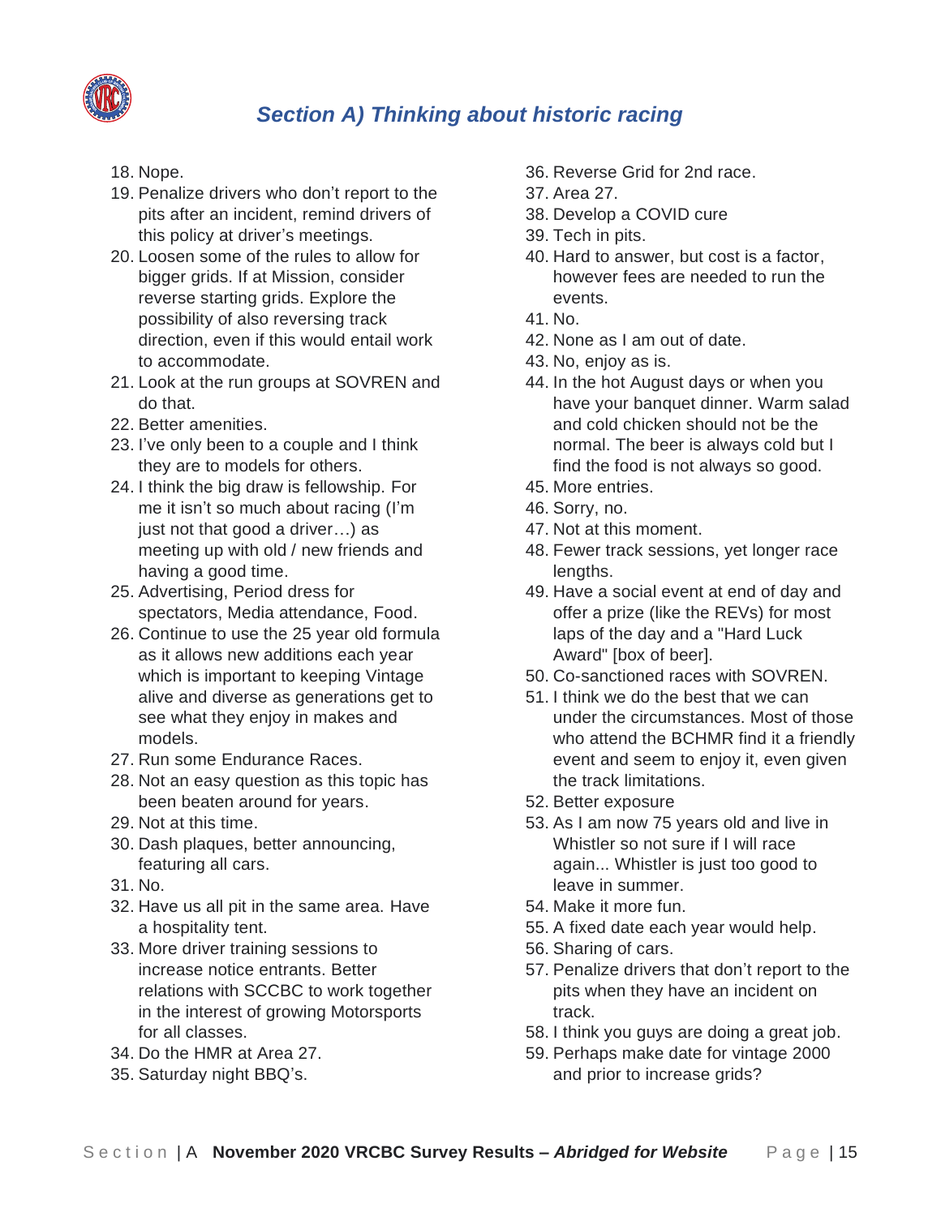## Section A) Thinking about historic racing

18. Nope.
19. Penalize drivers who don't report to the pits after an incident, remind drivers of this policy at driver's meetings.
20. Loosen some of the rules to allow for bigger grids. If at Mission, consider reverse starting grids. Explore the possibility of also reversing track direction, even if this would entail work to accommodate.
21. Look at the run groups at SOVREN and do that.
22. Better amenities.
23. I've only been to a couple and I think they are to models for others.
24. I think the big draw is fellowship. For me it isn't so much about racing (I'm just not that good a driver…) as meeting up with old / new friends and having a good time.
25. Advertising, Period dress for spectators, Media attendance, Food.
26. Continue to use the 25 year old formula as it allows new additions each year which is important to keeping Vintage alive and diverse as generations get to see what they enjoy in makes and models.
27. Run some Endurance Races.
28. Not an easy question as this topic has been beaten around for years.
29. Not at this time.
30. Dash plaques, better announcing, featuring all cars.
31. No.
32. Have us all pit in the same area. Have a hospitality tent.
33. More driver training sessions to increase notice entrants. Better relations with SCCBC to work together in the interest of growing Motorsports for all classes.
34. Do the HMR at Area 27.
35. Saturday night BBQ's.
36. Reverse Grid for 2nd race.
37. Area 27.
38. Develop a COVID cure
39. Tech in pits.
40. Hard to answer, but cost is a factor, however fees are needed to run the events.
41. No.
42. None as I am out of date.
43. No, enjoy as is.
44. In the hot August days or when you have your banquet dinner. Warm salad and cold chicken should not be the normal. The beer is always cold but I find the food is not always so good.
45. More entries.
46. Sorry, no.
47. Not at this moment.
48. Fewer track sessions, yet longer race lengths.
49. Have a social event at end of day and offer a prize (like the REVs) for most laps of the day and a "Hard Luck Award" [box of beer].
50. Co-sanctioned races with SOVREN.
51. I think we do the best that we can under the circumstances. Most of those who attend the BCHMR find it a friendly event and seem to enjoy it, even given the track limitations.
52. Better exposure
53. As I am now 75 years old and live in Whistler so not sure if I will race again... Whistler is just too good to leave in summer.
54. Make it more fun.
55. A fixed date each year would help.
56. Sharing of cars.
57. Penalize drivers that don't report to the pits when they have an incident on track.
58. I think you guys are doing a great job.
59. Perhaps make date for vintage 2000 and prior to increase grids?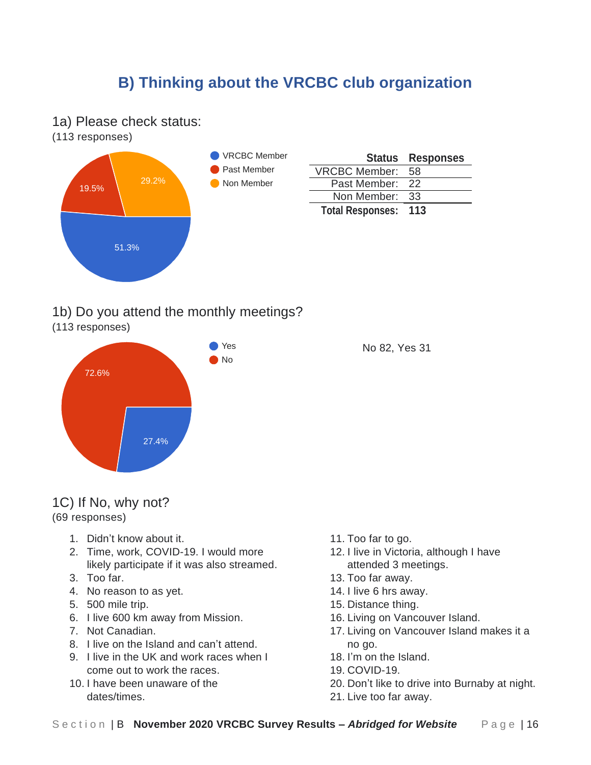## B) Thinking about the VRCBC club organization

### 1a) Please check status:

(113 responses)

- VRCBC Member: 51.3%
- Past Member: 19.5%
- Non Member: 29.2%

| Status | Responses |
|---|---|
| VRCBC Member: | 58 |
| Past Member: | 22 |
| Non Member: | 33 |
| **Total Responses:** | **113** |

### 1b) Do you attend the monthly meetings?

(113 responses)

- Yes: 27.4%
- No: 72.6%

No 82, Yes 31

### 1C) If No, why not?

(69 responses)

1. Didn't know about it.
2. Time, work, COVID-19. I would more likely participate if it was also streamed.
3. Too far.
4. No reason to as yet.
5. 500 mile trip.
6. I live 600 km away from Mission.
7. Not Canadian.
8. I live on the Island and can't attend.
9. I live in the UK and work races when I come out to work the races.
10. I have been unaware of the dates/times.
11. Too far to go.
12. I live in Victoria, although I have attended 3 meetings.
13. Too far away.
14. I live 6 hrs away.
15. Distance thing.
16. Living on Vancouver Island.
17. Living on Vancouver Island makes it a no go.
18. I'm on the Island.
19. COVID-19.
20. Don't like to drive into Burnaby at night.
21. Live too far away.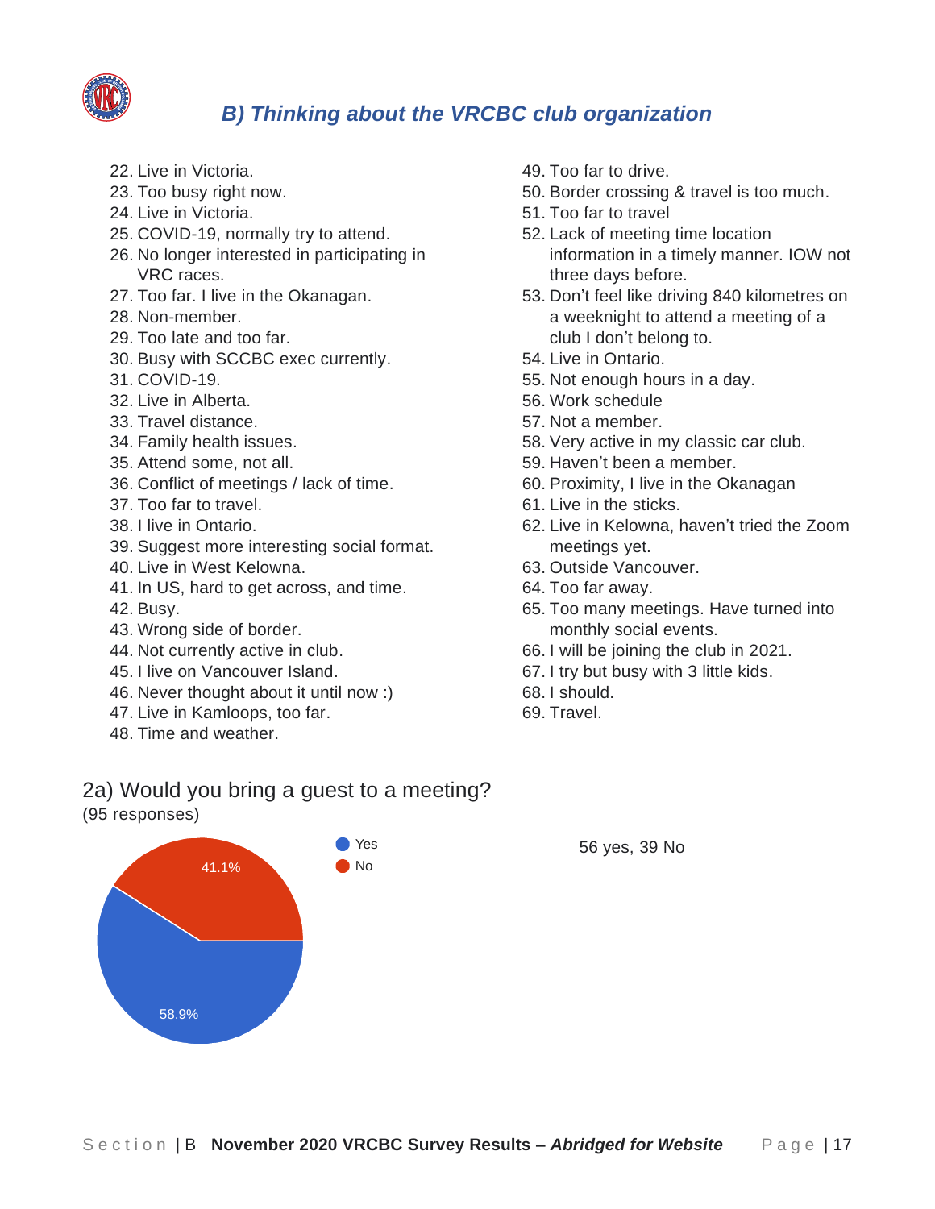## B) Thinking about the VRCBC club organization

22. Live in Victoria.
23. Too busy right now.
24. Live in Victoria.
25. COVID-19, normally try to attend.
26. No longer interested in participating in VRC races.
27. Too far. I live in the Okanagan.
28. Non-member.
29. Too late and too far.
30. Busy with SCCBC exec currently.
31. COVID-19.
32. Live in Alberta.
33. Travel distance.
34. Family health issues.
35. Attend some, not all.
36. Conflict of meetings / lack of time.
37. Too far to travel.
38. I live in Ontario.
39. Suggest more interesting social format.
40. Live in West Kelowna.
41. In US, hard to get across, and time.
42. Busy.
43. Wrong side of border.
44. Not currently active in club.
45. I live on Vancouver Island.
46. Never thought about it until now :)
47. Live in Kamloops, too far.
48. Time and weather.
49. Too far to drive.
50. Border crossing & travel is too much.
51. Too far to travel
52. Lack of meeting time location information in a timely manner. IOW not three days before.
53. Don't feel like driving 840 kilometres on a weeknight to attend a meeting of a club I don't belong to.
54. Live in Ontario.
55. Not enough hours in a day.
56. Work schedule
57. Not a member.
58. Very active in my classic car club.
59. Haven't been a member.
60. Proximity, I live in the Okanagan
61. Live in the sticks.
62. Live in Kelowna, haven't tried the Zoom meetings yet.
63. Outside Vancouver.
64. Too far away.
65. Too many meetings. Have turned into monthly social events.
66. I will be joining the club in 2021.
67. I try but busy with 3 little kids.
68. I should.
69. Travel.

### 2a) Would you bring a guest to a meeting?

(95 responses)

| Response | Percentage |
|---|---|
| Yes | 58.9% |
| No | 41.1% |

56 yes, 39 No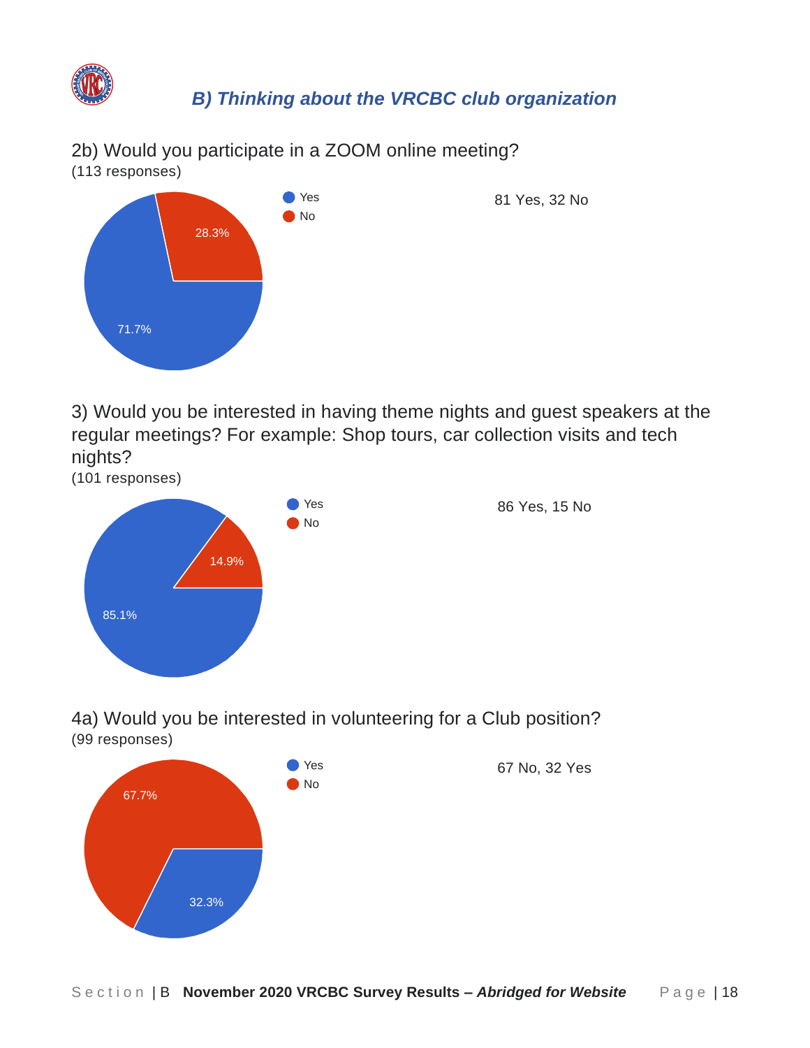## *B) Thinking about the VRCBC club organization*

2b) Would you participate in a ZOOM online meeting?
(113 responses)

- Yes
- No

28.3%

71.7%

81 Yes, 32 No

3) Would you be interested in having theme nights and guest speakers at the regular meetings? For example: Shop tours, car collection visits and tech nights?
(101 responses)

- Yes
- No

14.9%

85.1%

86 Yes, 15 No

4a) Would you be interested in volunteering for a Club position?
(99 responses)

- Yes
- No

67.7%

32.3%

67 No, 32 Yes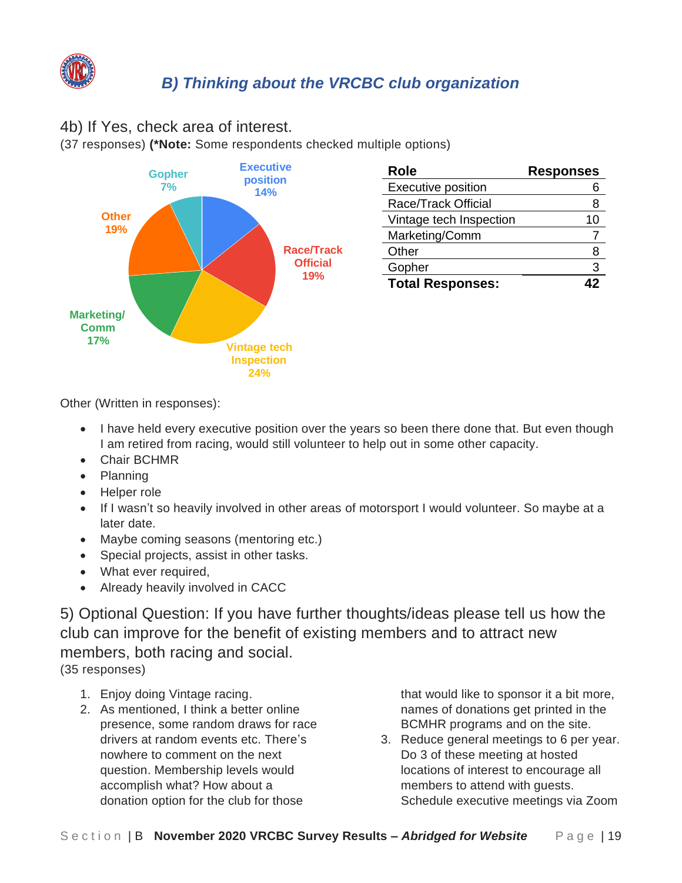## *B) Thinking about the VRCBC club organization*

4b) If Yes, check area of interest.

(37 responses) **(*Note:** Some respondents checked multiple options)

Executive position 14%
Race/Track Official 19%
Vintage tech Inspection 24%
Marketing/ Comm 17%
Other 19%
Gopher 7%

| Role | Responses |
|---|---|
| Executive position | 6 |
| Race/Track Official | 8 |
| Vintage tech Inspection | 10 |
| Marketing/Comm | 7 |
| Other | 8 |
| Gopher | 3 |
| **Total Responses:** | **42** |

Other (Written in responses):

- I have held every executive position over the years so been there done that. But even though I am retired from racing, would still volunteer to help out in some other capacity.
- Chair BCHMR
- Planning
- Helper role
- If I wasn't so heavily involved in other areas of motorsport I would volunteer. So maybe at a later date.
- Maybe coming seasons (mentoring etc.)
- Special projects, assist in other tasks.
- What ever required,
- Already heavily involved in CACC

5) Optional Question: If you have further thoughts/ideas please tell us how the club can improve for the benefit of existing members and to attract new members, both racing and social.

(35 responses)

1. Enjoy doing Vintage racing.
2. As mentioned, I think a better online presence, some random draws for race drivers at random events etc. There's nowhere to comment on the next question. Membership levels would accomplish what? How about a donation option for the club for those that would like to sponsor it a bit more, names of donations get printed in the BCMHR programs and on the site.
3. Reduce general meetings to 6 per year. Do 3 of these meeting at hosted locations of interest to encourage all members to attend with guests. Schedule executive meetings via Zoom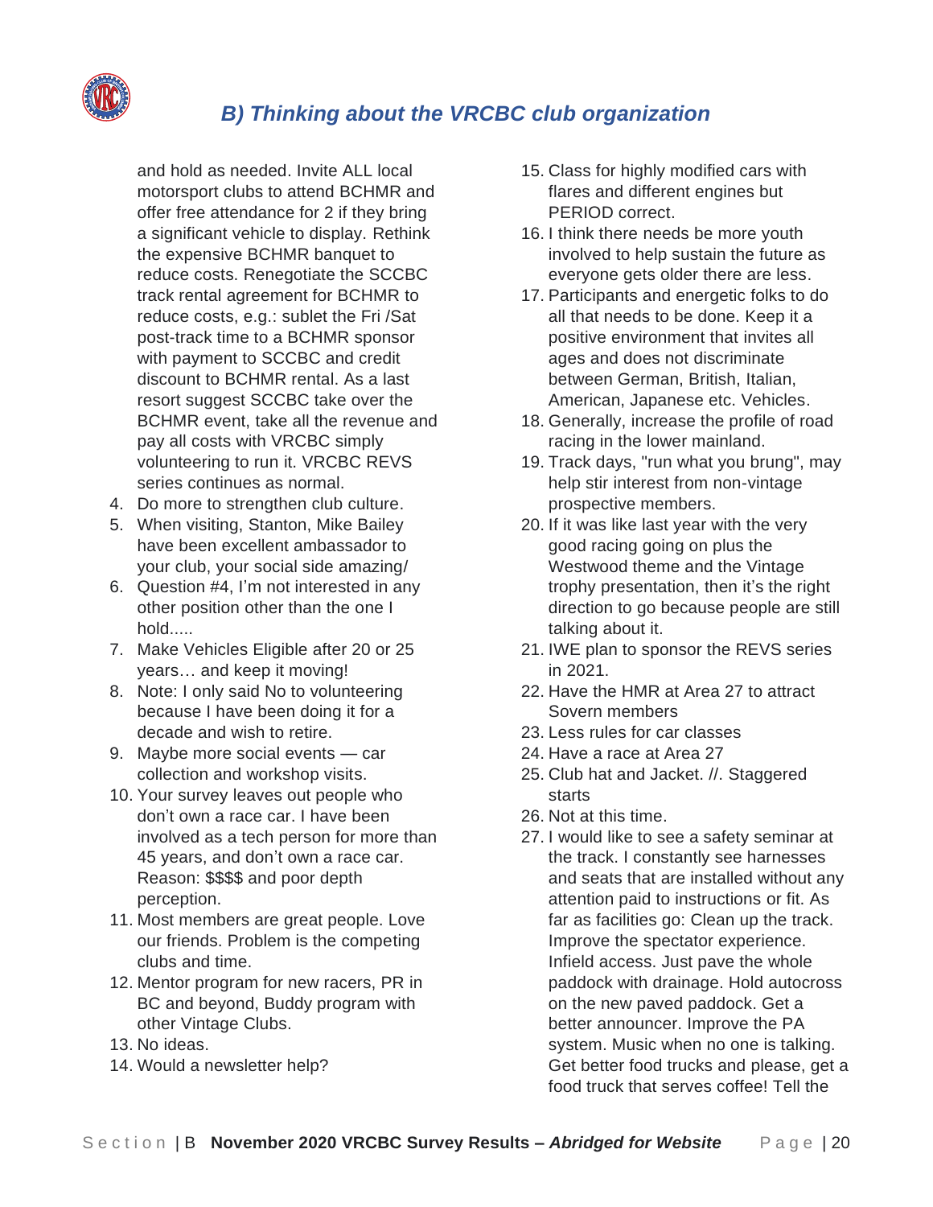## B) Thinking about the VRCBC club organization

and hold as needed. Invite ALL local motorsport clubs to attend BCHMR and offer free attendance for 2 if they bring a significant vehicle to display. Rethink the expensive BCHMR banquet to reduce costs. Renegotiate the SCCBC track rental agreement for BCHMR to reduce costs, e.g.: sublet the Fri /Sat post-track time to a BCHMR sponsor with payment to SCCBC and credit discount to BCHMR rental. As a last resort suggest SCCBC take over the BCHMR event, take all the revenue and pay all costs with VRCBC simply volunteering to run it. VRCBC REVS series continues as normal.

4. Do more to strengthen club culture.
5. When visiting, Stanton, Mike Bailey have been excellent ambassador to your club, your social side amazing/
6. Question #4, I'm not interested in any other position other than the one I hold.....
7. Make Vehicles Eligible after 20 or 25 years… and keep it moving!
8. Note: I only said No to volunteering because I have been doing it for a decade and wish to retire.
9. Maybe more social events — car collection and workshop visits.
10. Your survey leaves out people who don't own a race car. I have been involved as a tech person for more than 45 years, and don't own a race car. Reason: $$$$ and poor depth perception.
11. Most members are great people. Love our friends. Problem is the competing clubs and time.
12. Mentor program for new racers, PR in BC and beyond, Buddy program with other Vintage Clubs.
13. No ideas.
14. Would a newsletter help?
15. Class for highly modified cars with flares and different engines but PERIOD correct.
16. I think there needs be more youth involved to help sustain the future as everyone gets older there are less.
17. Participants and energetic folks to do all that needs to be done. Keep it a positive environment that invites all ages and does not discriminate between German, British, Italian, American, Japanese etc. Vehicles.
18. Generally, increase the profile of road racing in the lower mainland.
19. Track days, "run what you brung", may help stir interest from non-vintage prospective members.
20. If it was like last year with the very good racing going on plus the Westwood theme and the Vintage trophy presentation, then it's the right direction to go because people are still talking about it.
21. IWE plan to sponsor the REVS series in 2021.
22. Have the HMR at Area 27 to attract Sovern members
23. Less rules for car classes
24. Have a race at Area 27
25. Club hat and Jacket. //. Staggered starts
26. Not at this time.
27. I would like to see a safety seminar at the track. I constantly see harnesses and seats that are installed without any attention paid to instructions or fit. As far as facilities go: Clean up the track. Improve the spectator experience. Infield access. Just pave the whole paddock with drainage. Hold autocross on the new paved paddock. Get a better announcer. Improve the PA system. Music when no one is talking. Get better food trucks and please, get a food truck that serves coffee! Tell the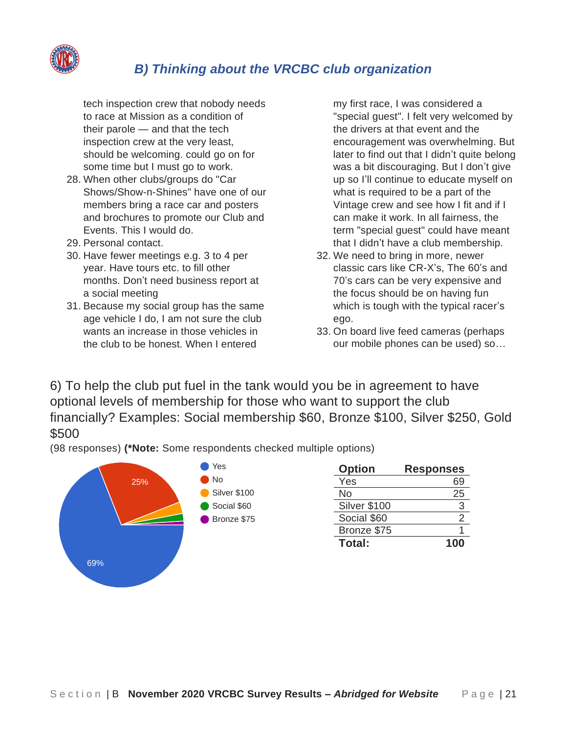## B) Thinking about the VRCBC club organization

tech inspection crew that nobody needs to race at Mission as a condition of their parole — and that the tech inspection crew at the very least, should be welcoming. could go on for some time but I must go to work.

28. When other clubs/groups do "Car Shows/Show-n-Shines" have one of our members bring a race car and posters and brochures to promote our Club and Events. This I would do.
29. Personal contact.
30. Have fewer meetings e.g. 3 to 4 per year. Have tours etc. to fill other months. Don't need business report at a social meeting
31. Because my social group has the same age vehicle I do, I am not sure the club wants an increase in those vehicles in the club to be honest. When I entered my first race, I was considered a "special guest". I felt very welcomed by the drivers at that event and the encouragement was overwhelming. But later to find out that I didn't quite belong was a bit discouraging. But I don't give up so I'll continue to educate myself on what is required to be a part of the Vintage crew and see how I fit and if I can make it work. In all fairness, the term "special guest" could have meant that I didn't have a club membership.
32. We need to bring in more, newer classic cars like CR-X's, The 60's and 70's cars can be very expensive and the focus should be on having fun which is tough with the typical racer's ego.
33. On board live feed cameras (perhaps our mobile phones can be used) so…

### 6) To help the club put fuel in the tank would you be in agreement to have optional levels of membership for those who want to support the club financially? Examples: Social membership $60, Bronze $100, Silver $250, Gold $500

(98 responses) **(*Note:** Some respondents checked multiple options)

Yes — 69%
No — 25%
Silver $100
Social $60
Bronze $75

| Option | Responses |
|---|---|
| Yes | 69 |
| No | 25 |
| Silver $100 | 3 |
| Social $60 | 2 |
| Bronze $75 | 1 |
| **Total:** | **100** |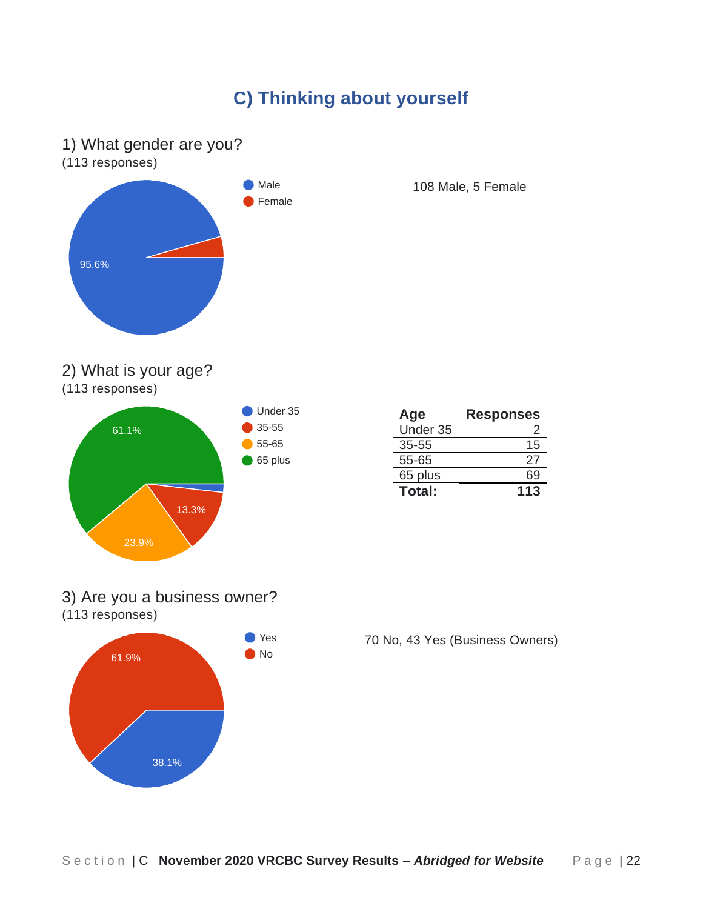## C) Thinking about yourself

1) What gender are you?
(113 responses)

- Male
- Female

95.6%

108 Male, 5 Female

2) What is your age?
(113 responses)

- Under 35
- 35-55
- 55-65
- 65 plus

61.1%

13.3%

23.9%

| Age | Responses |
|---|---|
| Under 35 | 2 |
| 35-55 | 15 |
| 55-65 | 27 |
| 65 plus | 69 |
| **Total:** | **113** |

3) Are you a business owner?
(113 responses)

- Yes
- No

61.9%

38.1%

70 No, 43 Yes (Business Owners)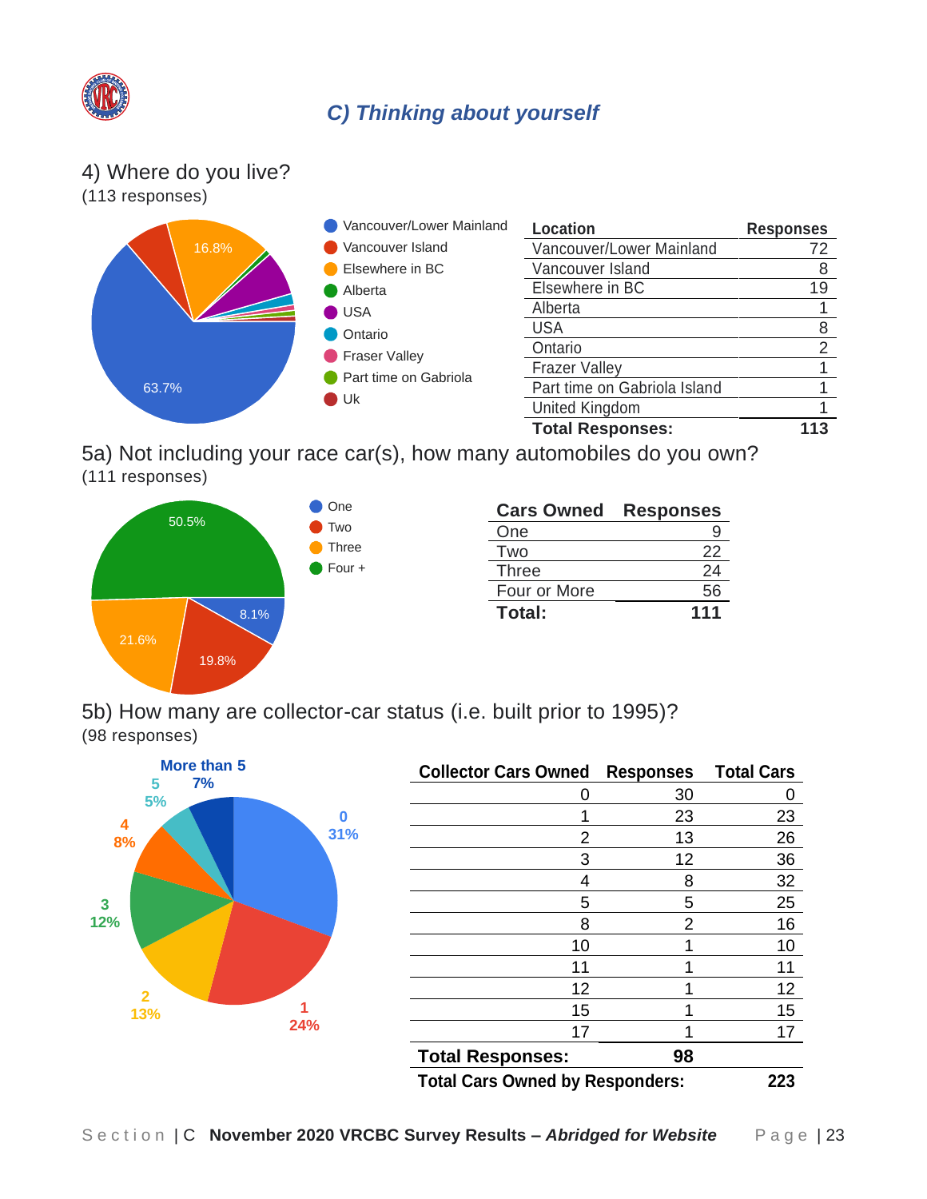## C) Thinking about yourself

### 4) Where do you live?

(113 responses)

| Location | Responses |
|---|---|
| Vancouver/Lower Mainland | 72 |
| Vancouver Island | 8 |
| Elsewhere in BC | 19 |
| Alberta | 1 |
| USA | 8 |
| Ontario | 2 |
| Frazer Valley | 1 |
| Part time on Gabriola Island | 1 |
| United Kingdom | 1 |
| **Total Responses:** | **113** |

### 5a) Not including your race car(s), how many automobiles do you own?

(111 responses)

| Cars Owned | Responses |
|---|---|
| One | 9 |
| Two | 22 |
| Three | 24 |
| Four or More | 56 |
| **Total:** | **111** |

### 5b) How many are collector-car status (i.e. built prior to 1995)?

(98 responses)

| Collector Cars Owned | Responses | Total Cars |
|---|---|---|
| 0 | 30 | 0 |
| 1 | 23 | 23 |
| 2 | 13 | 26 |
| 3 | 12 | 36 |
| 4 | 8 | 32 |
| 5 | 5 | 25 |
| 8 | 2 | 16 |
| 10 | 1 | 10 |
| 11 | 1 | 11 |
| 12 | 1 | 12 |
| 15 | 1 | 15 |
| 17 | 1 | 17 |
| **Total Responses:** | **98** | |
| **Total Cars Owned by Responders:** | | **223** |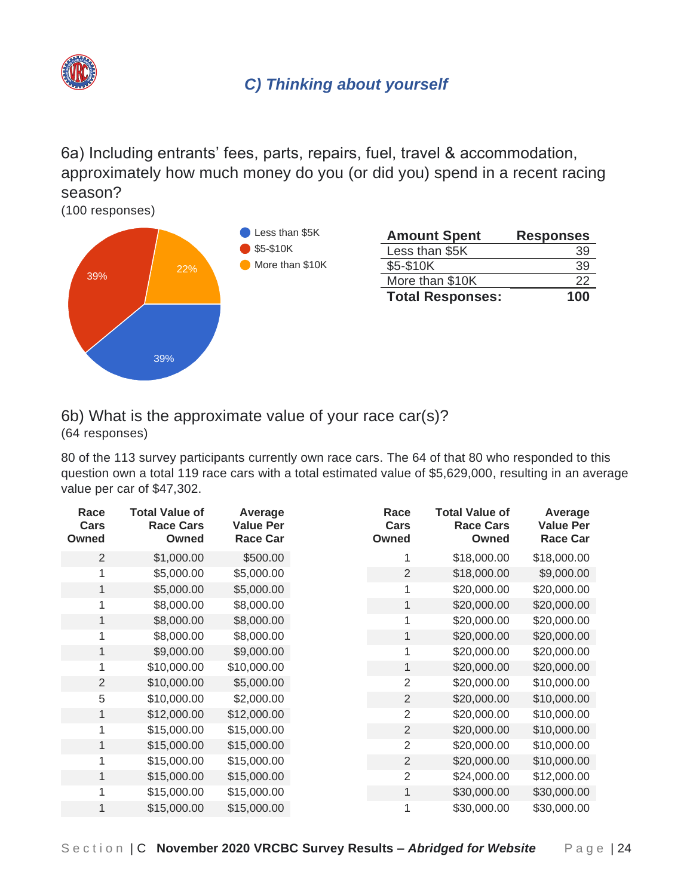## C) Thinking about yourself

6a) Including entrants' fees, parts, repairs, fuel, travel & accommodation, approximately how much money do you (or did you) spend in a recent racing season?

(100 responses)

- Less than $5K: 39%
- $5-$10K: 39%
- More than $10K: 22%

| Amount Spent | Responses |
|---|---|
| Less than $5K | 39 |
| $5-$10K | 39 |
| More than $10K | 22 |
| **Total Responses:** | **100** |

6b) What is the approximate value of your race car(s)?

(64 responses)

80 of the 113 survey participants currently own race cars. The 64 of that 80 who responded to this question own a total 119 race cars with a total estimated value of $5,629,000, resulting in an average value per car of $47,302.

| Race Cars Owned | Total Value of Race Cars Owned | Average Value Per Race Car |
|---|---|---|
| 2 | $1,000.00 | $500.00 |
| 1 | $5,000.00 | $5,000.00 |
| 1 | $5,000.00 | $5,000.00 |
| 1 | $8,000.00 | $8,000.00 |
| 1 | $8,000.00 | $8,000.00 |
| 1 | $8,000.00 | $8,000.00 |
| 1 | $9,000.00 | $9,000.00 |
| 1 | $10,000.00 | $10,000.00 |
| 2 | $10,000.00 | $5,000.00 |
| 5 | $10,000.00 | $2,000.00 |
| 1 | $12,000.00 | $12,000.00 |
| 1 | $15,000.00 | $15,000.00 |
| 1 | $15,000.00 | $15,000.00 |
| 1 | $15,000.00 | $15,000.00 |
| 1 | $15,000.00 | $15,000.00 |
| 1 | $15,000.00 | $15,000.00 |
| 1 | $15,000.00 | $15,000.00 |
| 1 | $18,000.00 | $18,000.00 |
| 2 | $18,000.00 | $9,000.00 |
| 1 | $20,000.00 | $20,000.00 |
| 1 | $20,000.00 | $20,000.00 |
| 1 | $20,000.00 | $20,000.00 |
| 1 | $20,000.00 | $20,000.00 |
| 1 | $20,000.00 | $20,000.00 |
| 1 | $20,000.00 | $20,000.00 |
| 2 | $20,000.00 | $10,000.00 |
| 2 | $20,000.00 | $10,000.00 |
| 2 | $20,000.00 | $10,000.00 |
| 2 | $20,000.00 | $10,000.00 |
| 2 | $20,000.00 | $10,000.00 |
| 2 | $20,000.00 | $10,000.00 |
| 2 | $24,000.00 | $12,000.00 |
| 1 | $30,000.00 | $30,000.00 |
| 1 | $30,000.00 | $30,000.00 |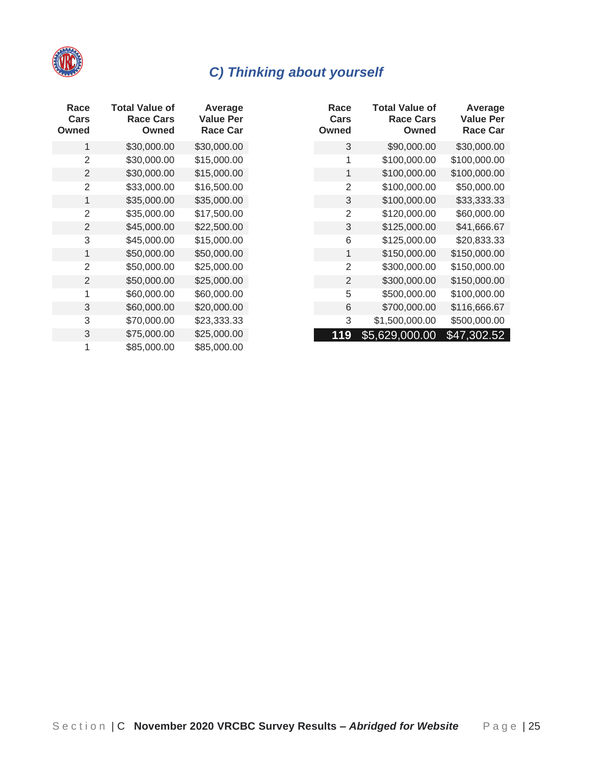## C) Thinking about yourself

| Race Cars Owned | Total Value of Race Cars Owned | Average Value Per Race Car |
|---|---|---|
| 1 | $30,000.00 | $30,000.00 |
| 2 | $30,000.00 | $15,000.00 |
| 2 | $30,000.00 | $15,000.00 |
| 2 | $33,000.00 | $16,500.00 |
| 1 | $35,000.00 | $35,000.00 |
| 2 | $35,000.00 | $17,500.00 |
| 2 | $45,000.00 | $22,500.00 |
| 3 | $45,000.00 | $15,000.00 |
| 1 | $50,000.00 | $50,000.00 |
| 2 | $50,000.00 | $25,000.00 |
| 2 | $50,000.00 | $25,000.00 |
| 1 | $60,000.00 | $60,000.00 |
| 3 | $60,000.00 | $20,000.00 |
| 3 | $70,000.00 | $23,333.33 |
| 3 | $75,000.00 | $25,000.00 |
| 1 | $85,000.00 | $85,000.00 |
| 3 | $90,000.00 | $30,000.00 |
| 1 | $100,000.00 | $100,000.00 |
| 1 | $100,000.00 | $100,000.00 |
| 2 | $100,000.00 | $50,000.00 |
| 3 | $100,000.00 | $33,333.33 |
| 2 | $120,000.00 | $60,000.00 |
| 3 | $125,000.00 | $41,666.67 |
| 6 | $125,000.00 | $20,833.33 |
| 1 | $150,000.00 | $150,000.00 |
| 2 | $300,000.00 | $150,000.00 |
| 2 | $300,000.00 | $150,000.00 |
| 5 | $500,000.00 | $100,000.00 |
| 6 | $700,000.00 | $116,666.67 |
| 3 | $1,500,000.00 | $500,000.00 |
| **119** | **$5,629,000.00** | **$47,302.52** |